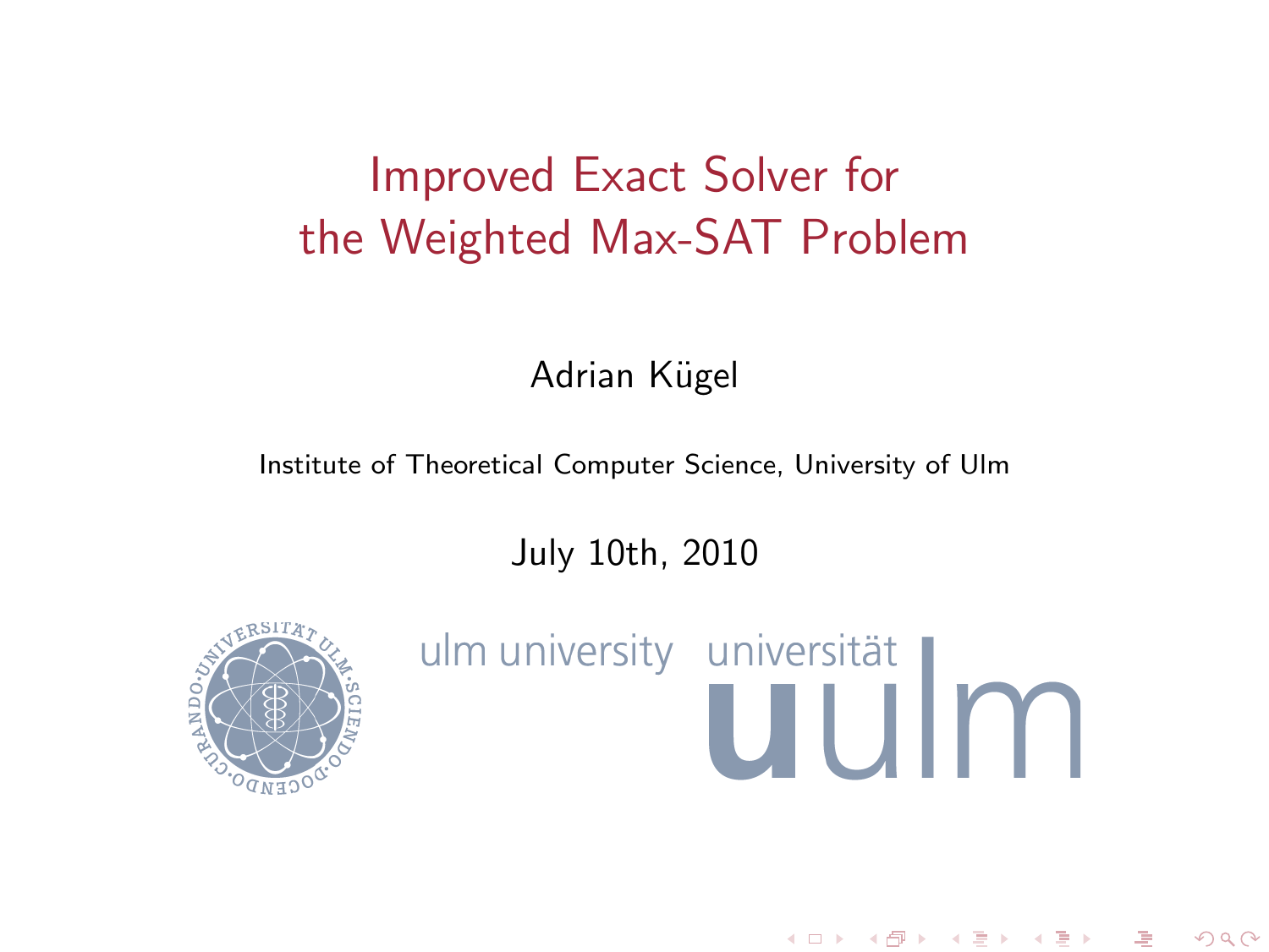# Improved Exact Solver for the Weighted Max-SAT Problem

Adrian Kügel

Institute of Theoretical Computer Science, University of Ulm

July 10th, 2010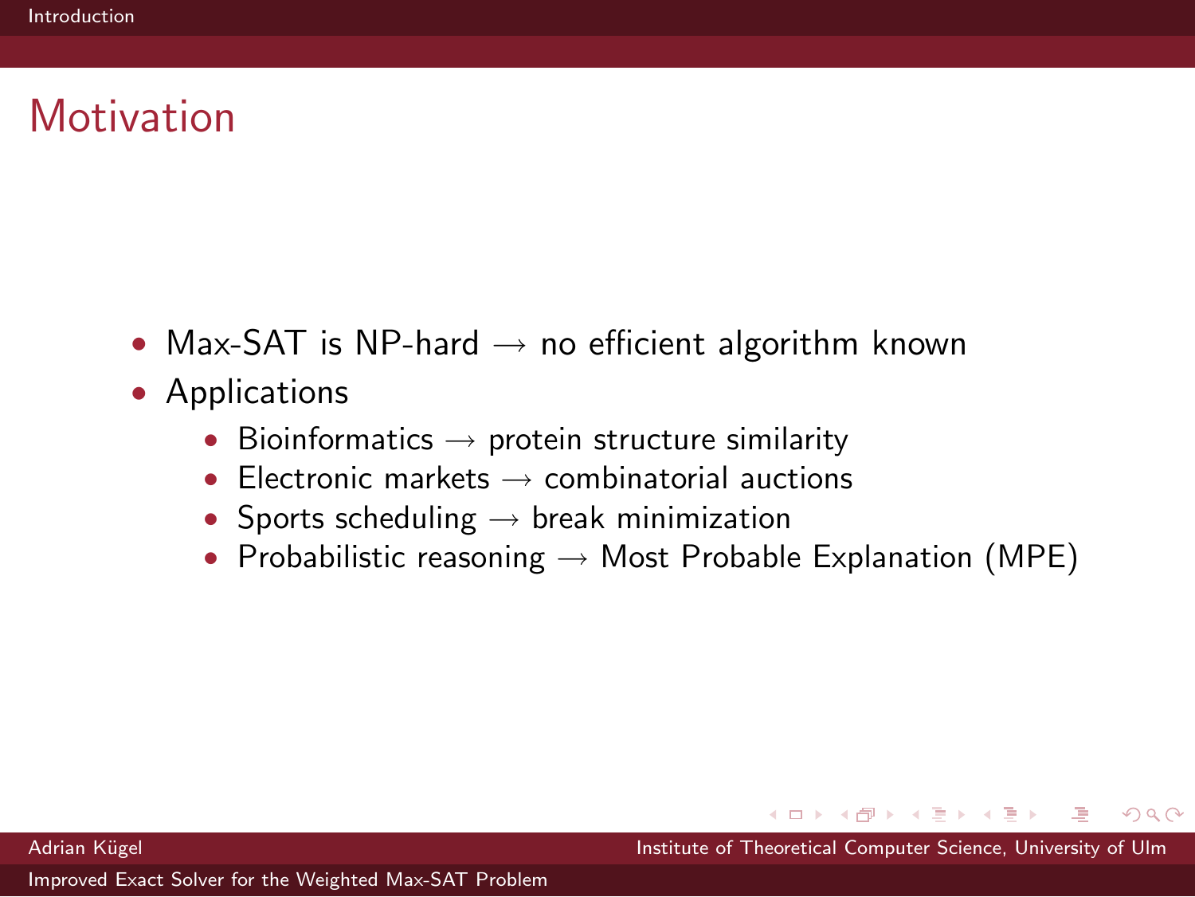# Motivation

- Max-SAT is NP-hard $\rightarrow$ no efficient algorithm known
- Applications
  - Bioinformatics $\rightarrow$ protein structure similarity
  - Electronic markets $\rightarrow$ combinatorial auctions
  - Sports scheduling $\rightarrow$ break minimization
  - Probabilistic reasoning $\rightarrow$ Most Probable Explanation (MPE)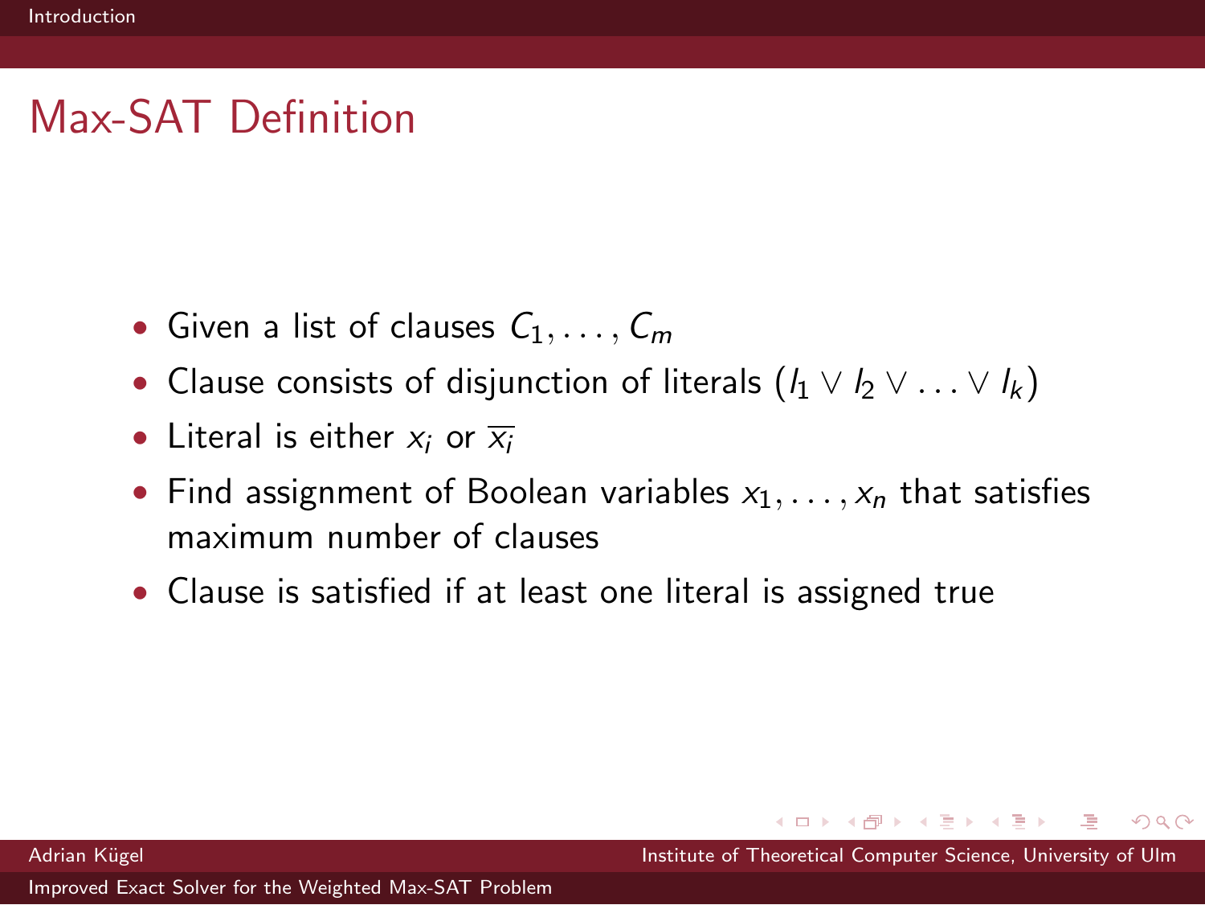# Max-SAT Definition

- Given a list of clauses $C_1, \ldots, C_m$
- Clause consists of disjunction of literals $(l_1 \vee l_2 \vee \ldots \vee l_k)$
- Literal is either $x_i$ or $\overline{x_i}$
- Find assignment of Boolean variables $x_1, \ldots, x_n$ that satisfies maximum number of clauses
- Clause is satisfied if at least one literal is assigned true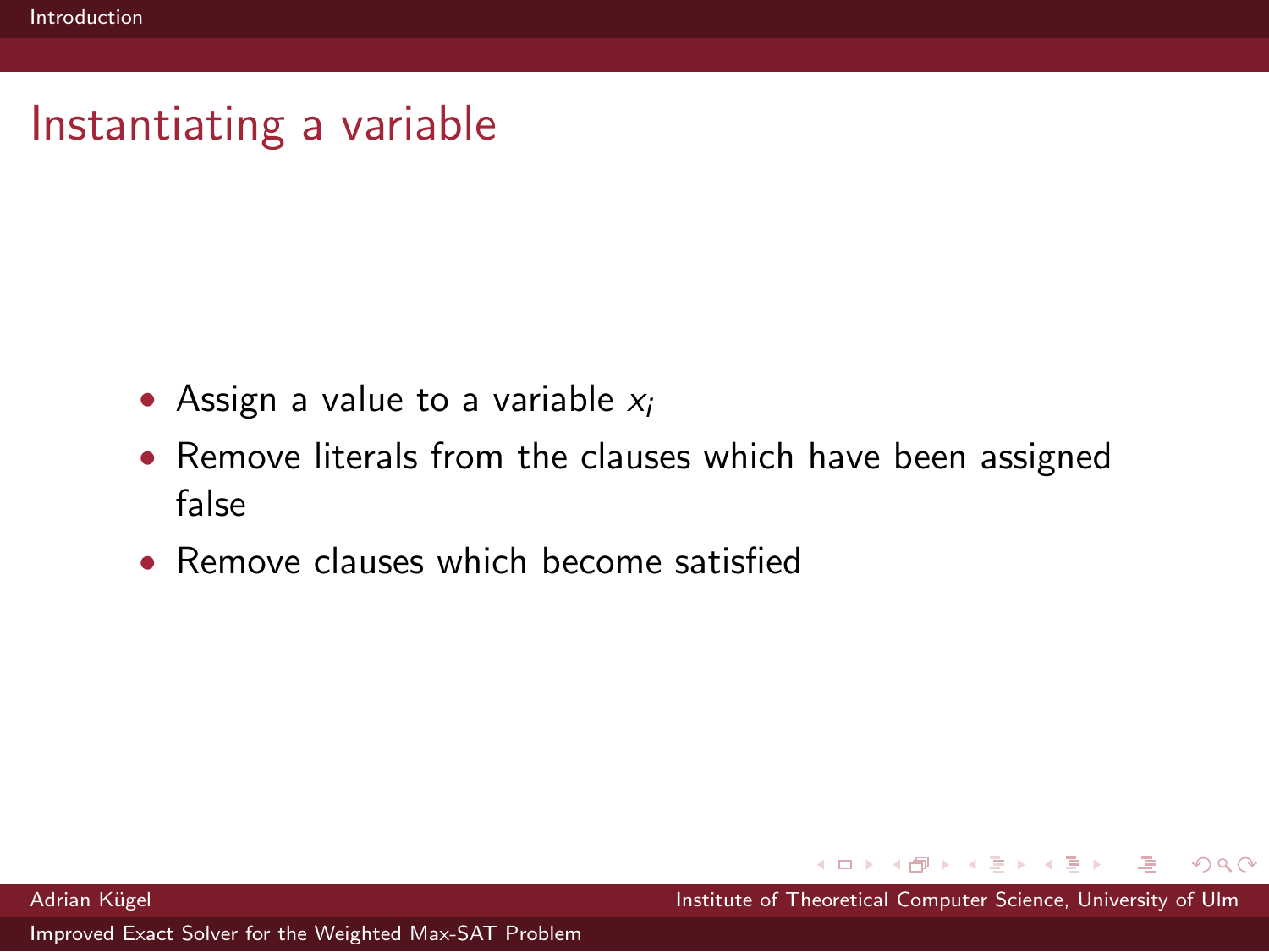# Instantiating a variable

- Assign a value to a variable $x_i$
- Remove literals from the clauses which have been assigned false
- Remove clauses which become satisfied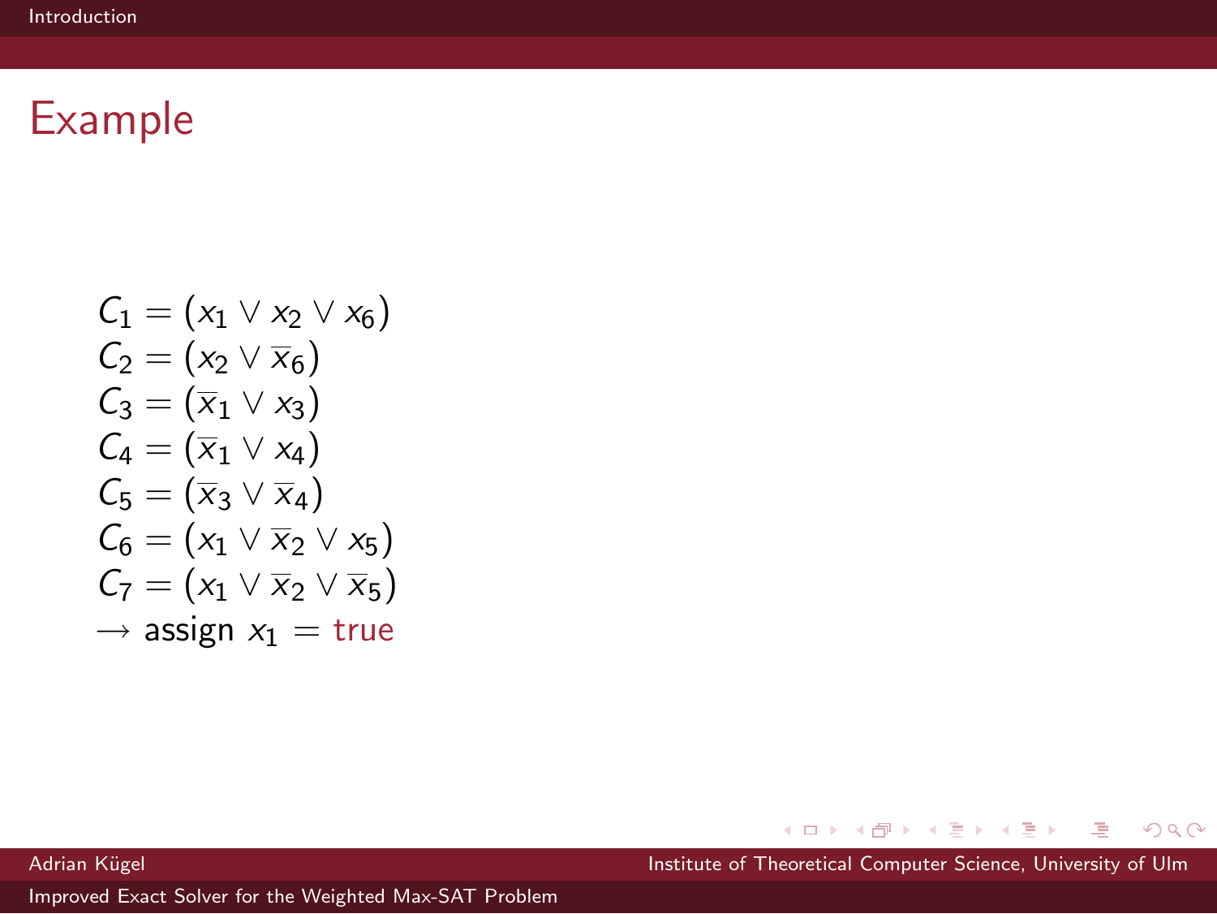## Example

$$
\begin{aligned}
C_1 &= (x_1 \vee x_2 \vee x_6) \\
C_2 &= (x_2 \vee \overline{x}_6) \\
C_3 &= (\overline{x}_1 \vee x_3) \\
C_4 &= (\overline{x}_1 \vee x_4) \\
C_5 &= (\overline{x}_3 \vee \overline{x}_4) \\
C_6 &= (x_1 \vee \overline{x}_2 \vee x_5) \\
C_7 &= (x_1 \vee \overline{x}_2 \vee \overline{x}_5)
\end{aligned}
$$

$\rightarrow$ assign $x_1 =$ true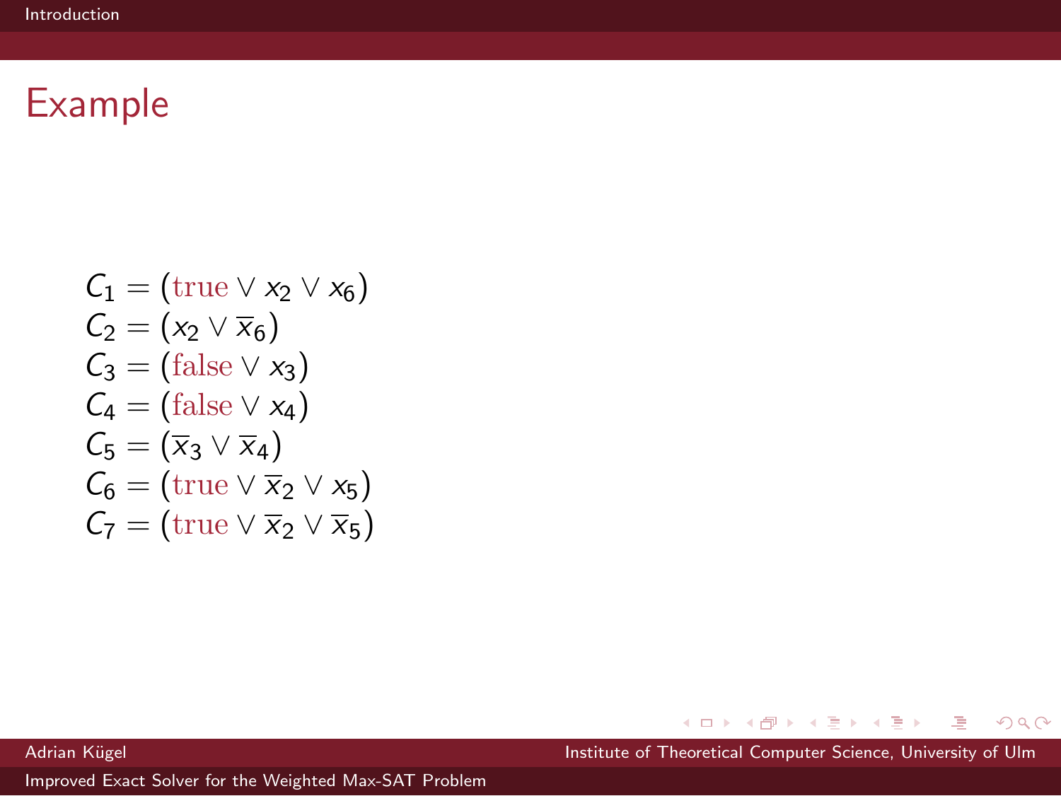# Example

$$
\begin{aligned}
C_1 &= (\text{true} \vee x_2 \vee x_6) \\
C_2 &= (x_2 \vee \overline{x}_6) \\
C_3 &= (\text{false} \vee x_3) \\
C_4 &= (\text{false} \vee x_4) \\
C_5 &= (\overline{x}_3 \vee \overline{x}_4) \\
C_6 &= (\text{true} \vee \overline{x}_2 \vee x_5) \\
C_7 &= (\text{true} \vee \overline{x}_2 \vee \overline{x}_5)
\end{aligned}
$$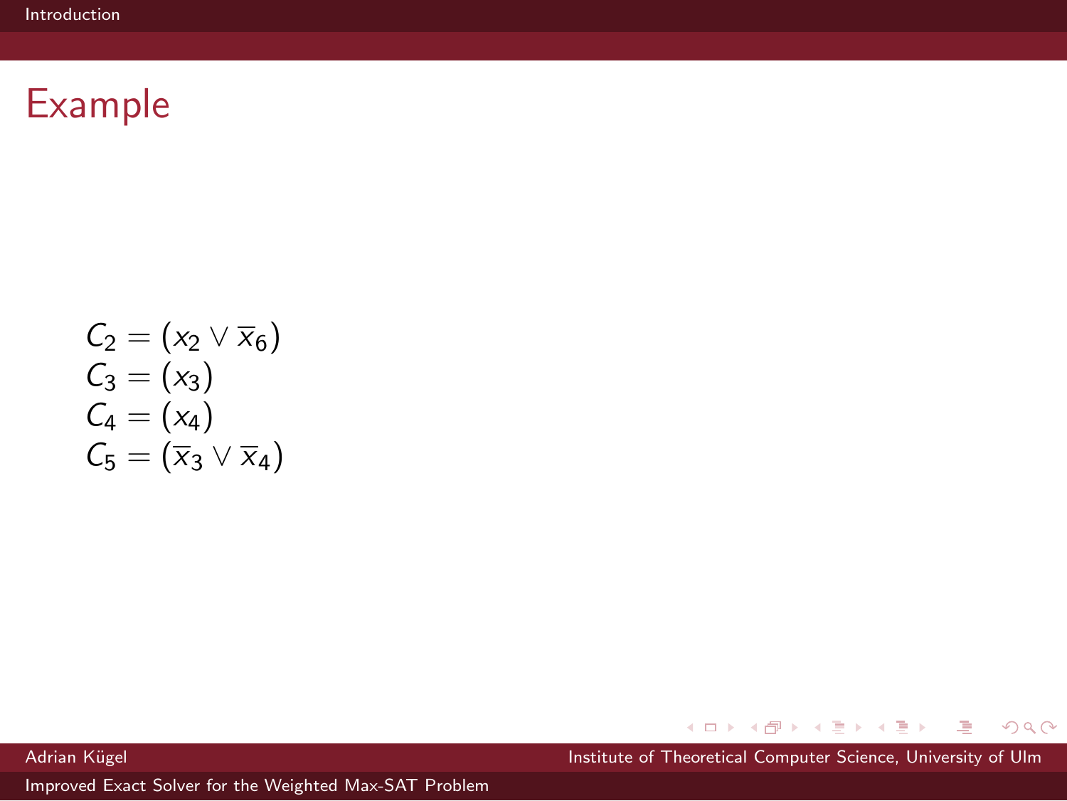# Example

$$C_2 = (x_2 \vee \overline{x}_6)$$
$$C_3 = (x_3)$$
$$C_4 = (x_4)$$
$$C_5 = (\overline{x}_3 \vee \overline{x}_4)$$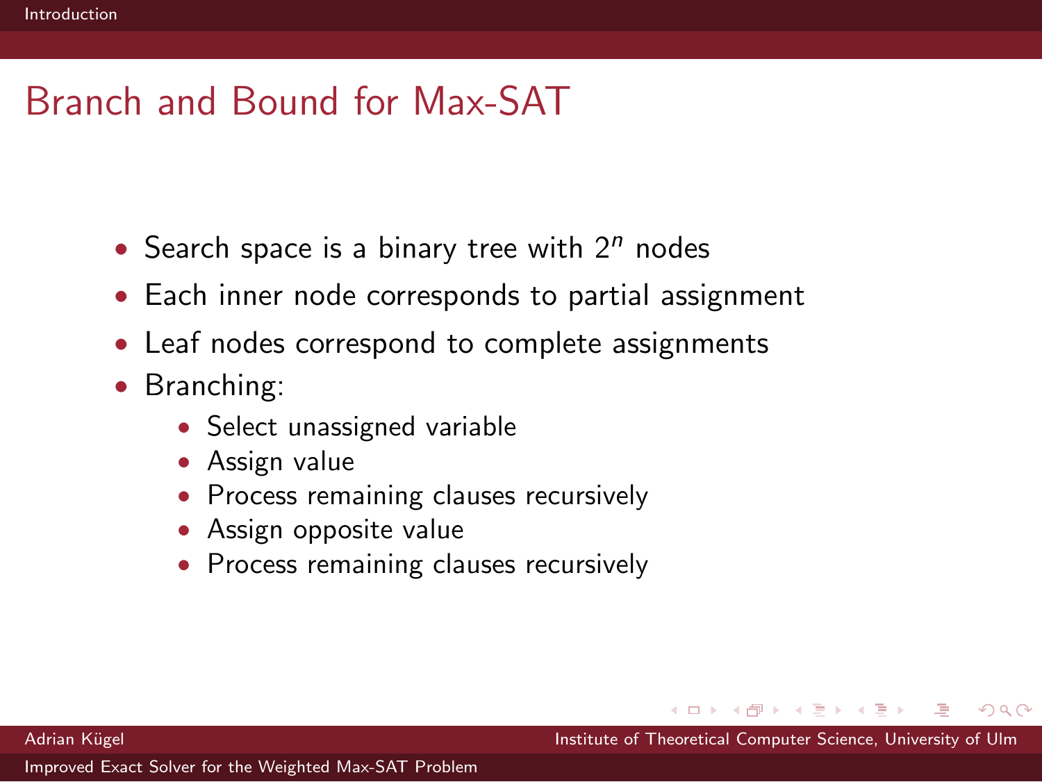# Branch and Bound for Max-SAT

- Search space is a binary tree with $2^n$ nodes
- Each inner node corresponds to partial assignment
- Leaf nodes correspond to complete assignments
- Branching:
  - Select unassigned variable
  - Assign value
  - Process remaining clauses recursively
  - Assign opposite value
  - Process remaining clauses recursively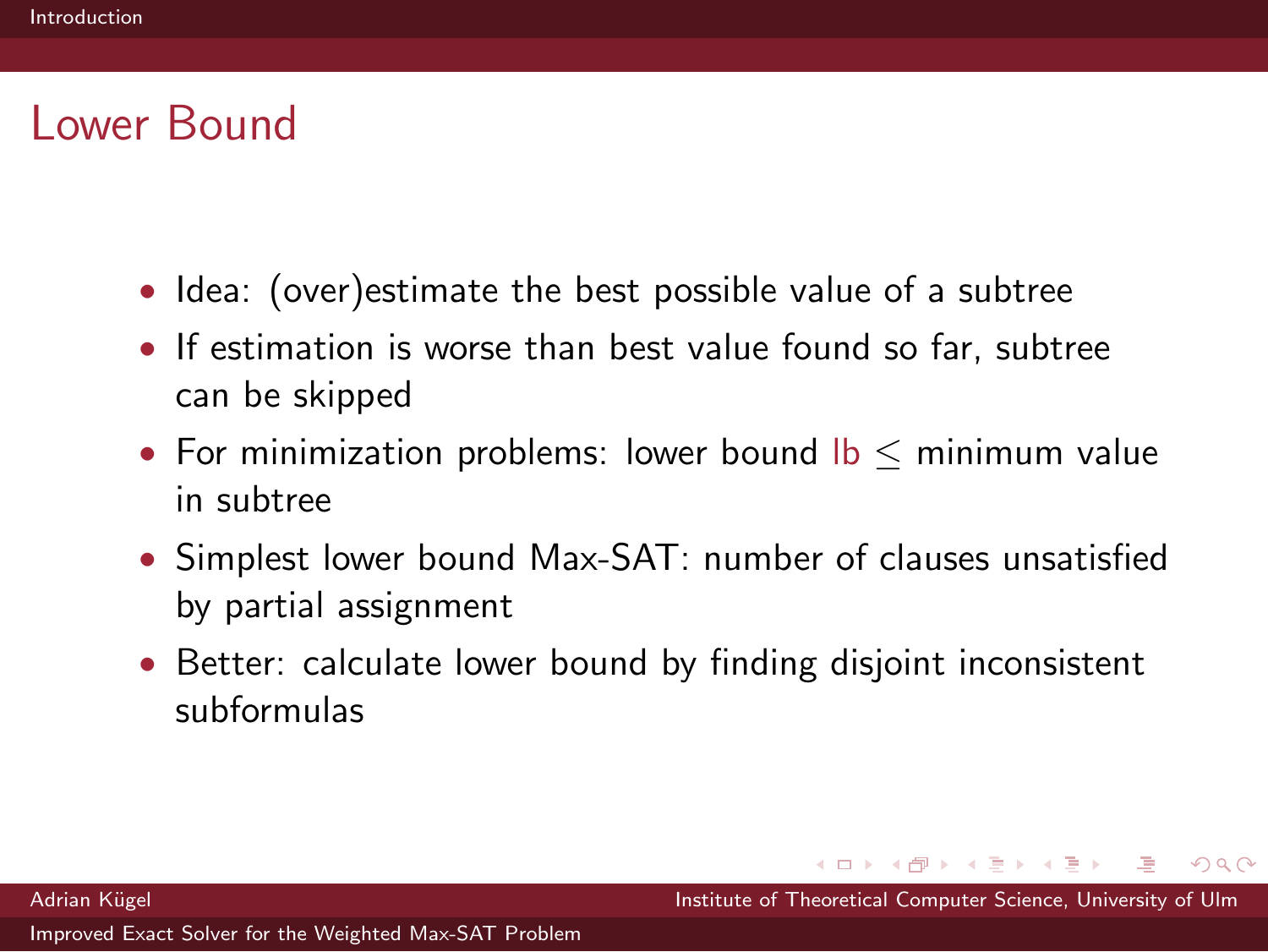# Lower Bound

- Idea: (over)estimate the best possible value of a subtree
- If estimation is worse than best value found so far, subtree can be skipped
- For minimization problems: lower bound lb $\leq$ minimum value in subtree
- Simplest lower bound Max-SAT: number of clauses unsatisfied by partial assignment
- Better: calculate lower bound by finding disjoint inconsistent subformulas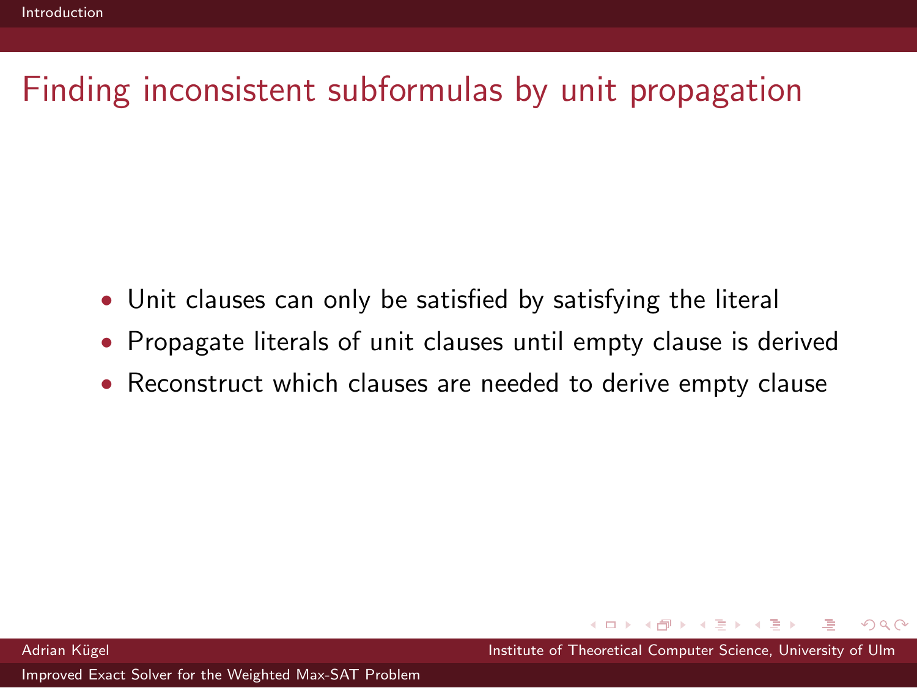# Finding inconsistent subformulas by unit propagation

- Unit clauses can only be satisfied by satisfying the literal
- Propagate literals of unit clauses until empty clause is derived
- Reconstruct which clauses are needed to derive empty clause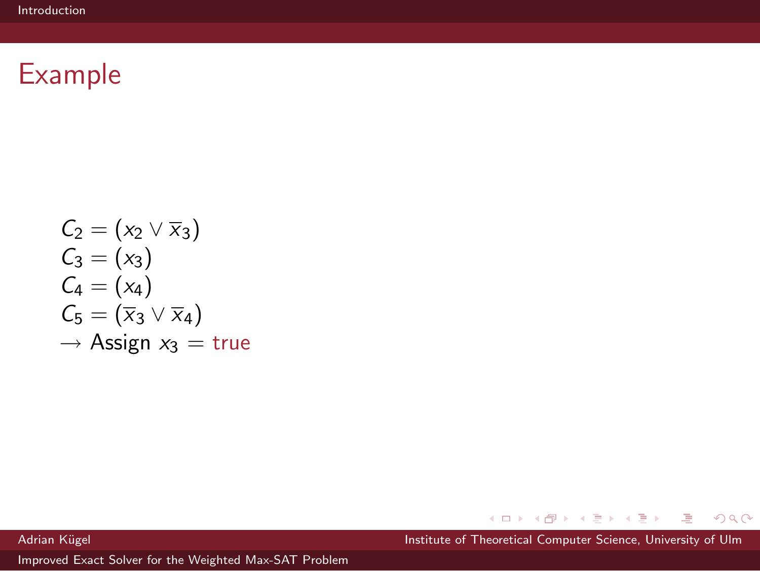# Example

$C_2 = (x_2 \vee \overline{x}_3)$
$C_3 = (x_3)$
$C_4 = (x_4)$
$C_5 = (\overline{x}_3 \vee \overline{x}_4)$
$\longrightarrow$ Assign $x_3$ = true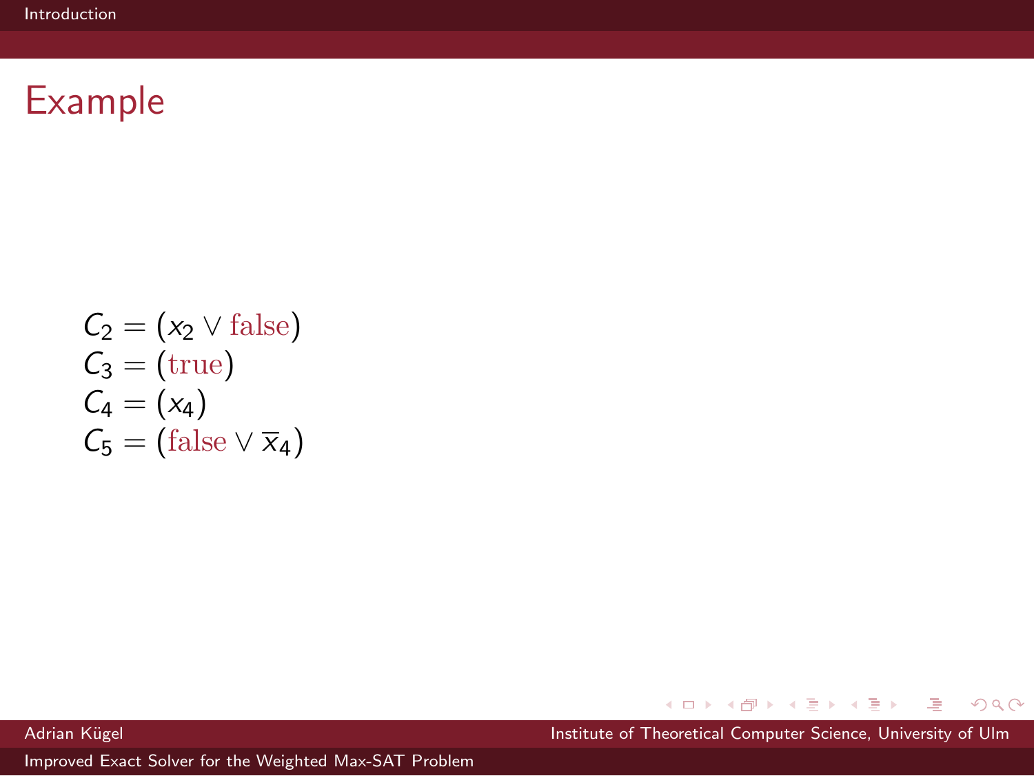# Example

$$C_2 = (x_2 \lor \text{false})$$
$$C_3 = (\text{true})$$
$$C_4 = (x_4)$$
$$C_5 = (\text{false} \lor \overline{x}_4)$$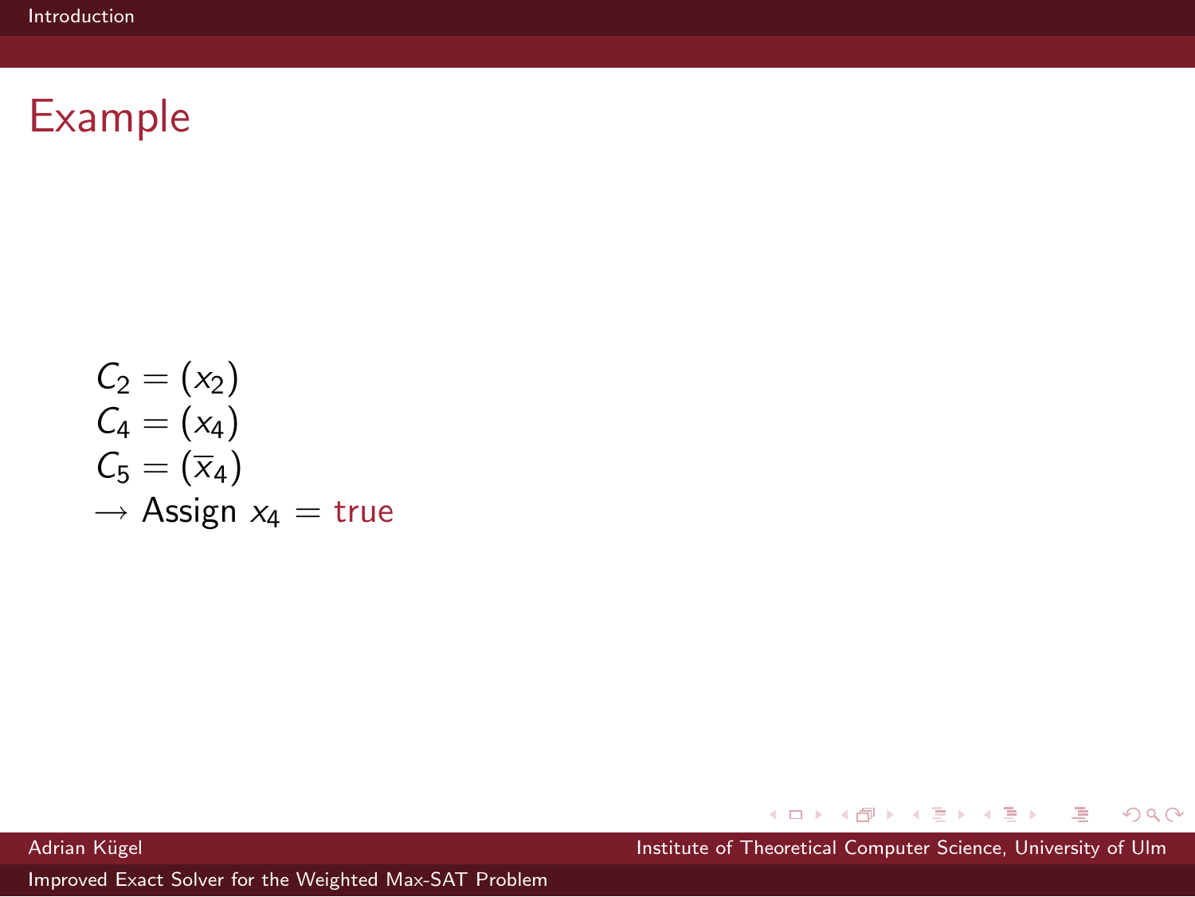# Example

$C_2 = (x_2)$
$C_4 = (x_4)$
$C_5 = (\overline{x}_4)$
$\rightarrow$ Assign $x_4 =$ true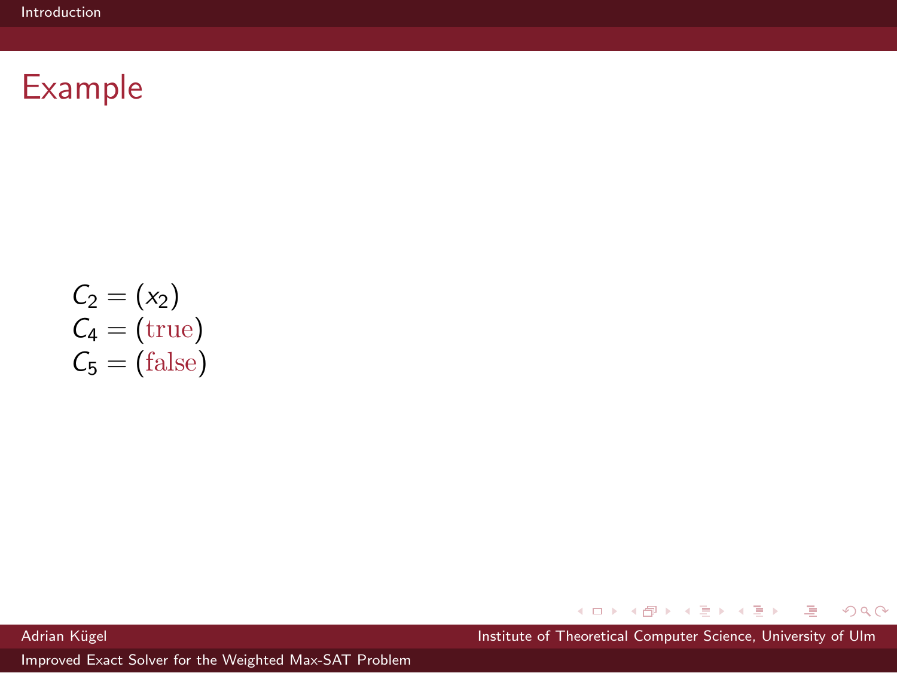# Example

$$C_2 = (x_2)$$
$$C_4 = (\text{true})$$
$$C_5 = (\text{false})$$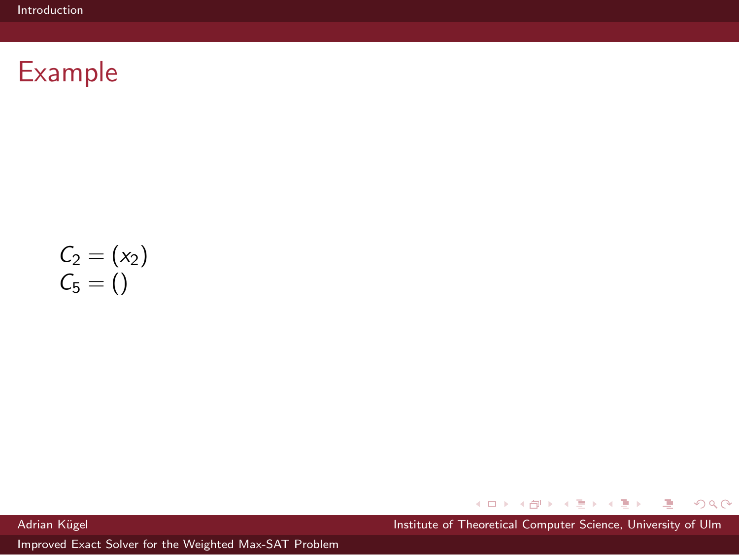# Example

$$C_2 = (x_2)$$
$$C_5 = ()$$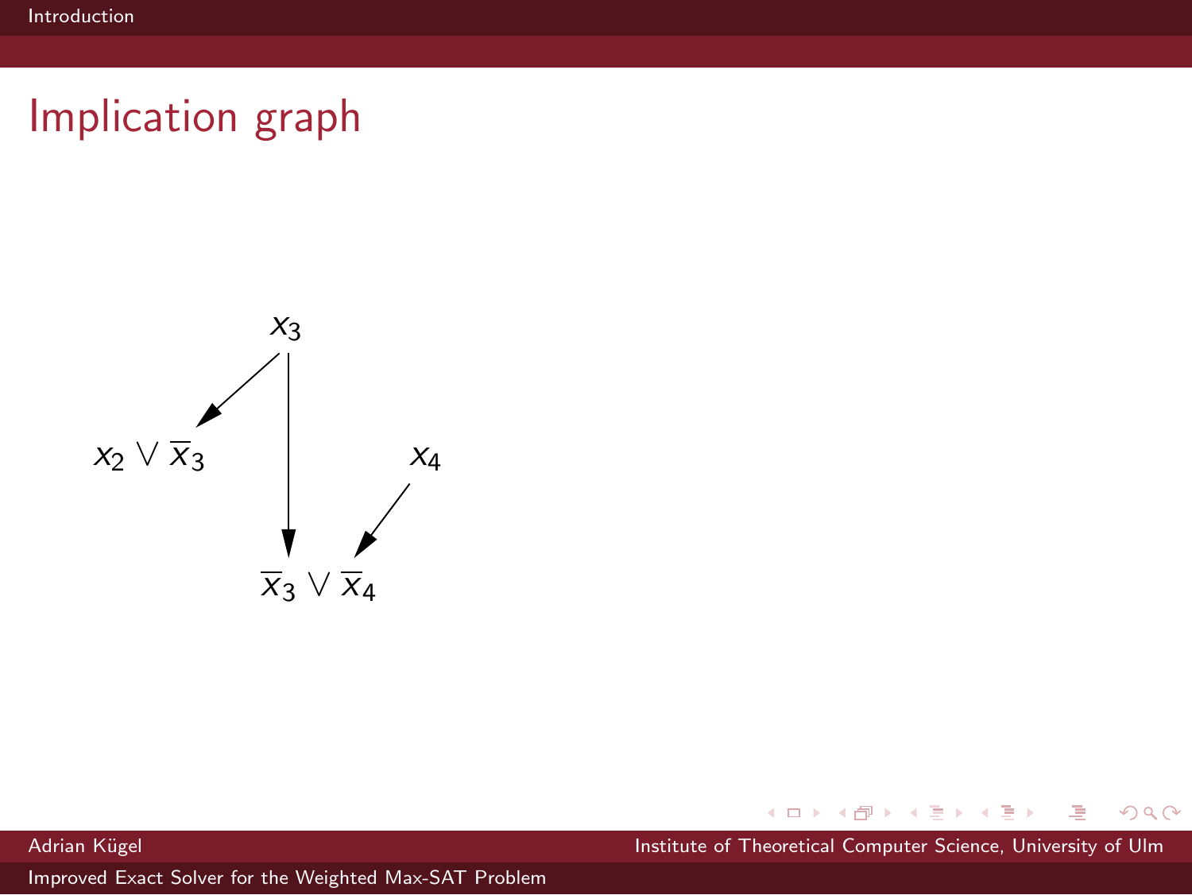# Implication graph

$x_3$

$x_2 \vee \overline{x}_3$

$x_4$

$\overline{x}_3 \vee \overline{x}_4$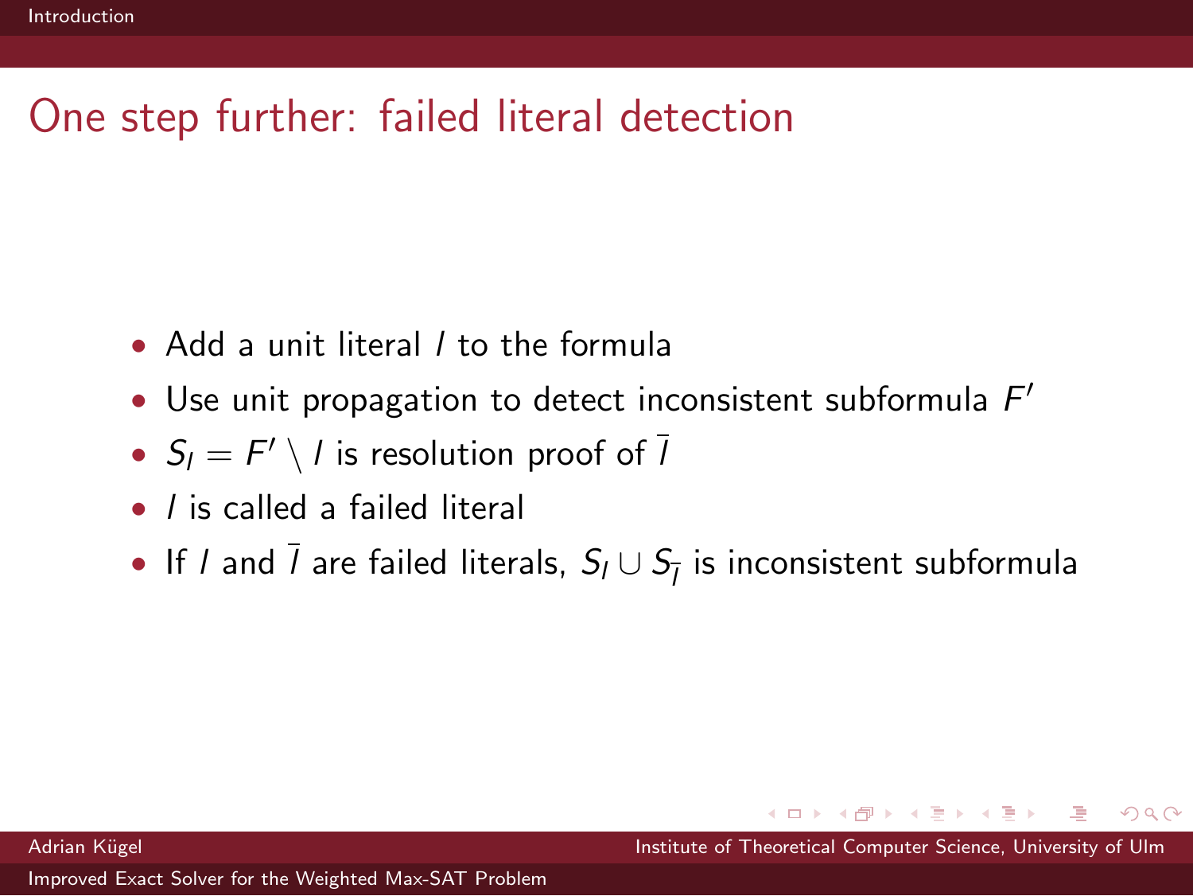# One step further: failed literal detection

- Add a unit literal $l$ to the formula
- Use unit propagation to detect inconsistent subformula $F'$
- $S_l = F' \setminus l$ is resolution proof of $\overline{l}$
- $l$ is called a failed literal
- If $l$ and $\overline{l}$ are failed literals, $S_l \cup S_{\overline{l}}$ is inconsistent subformula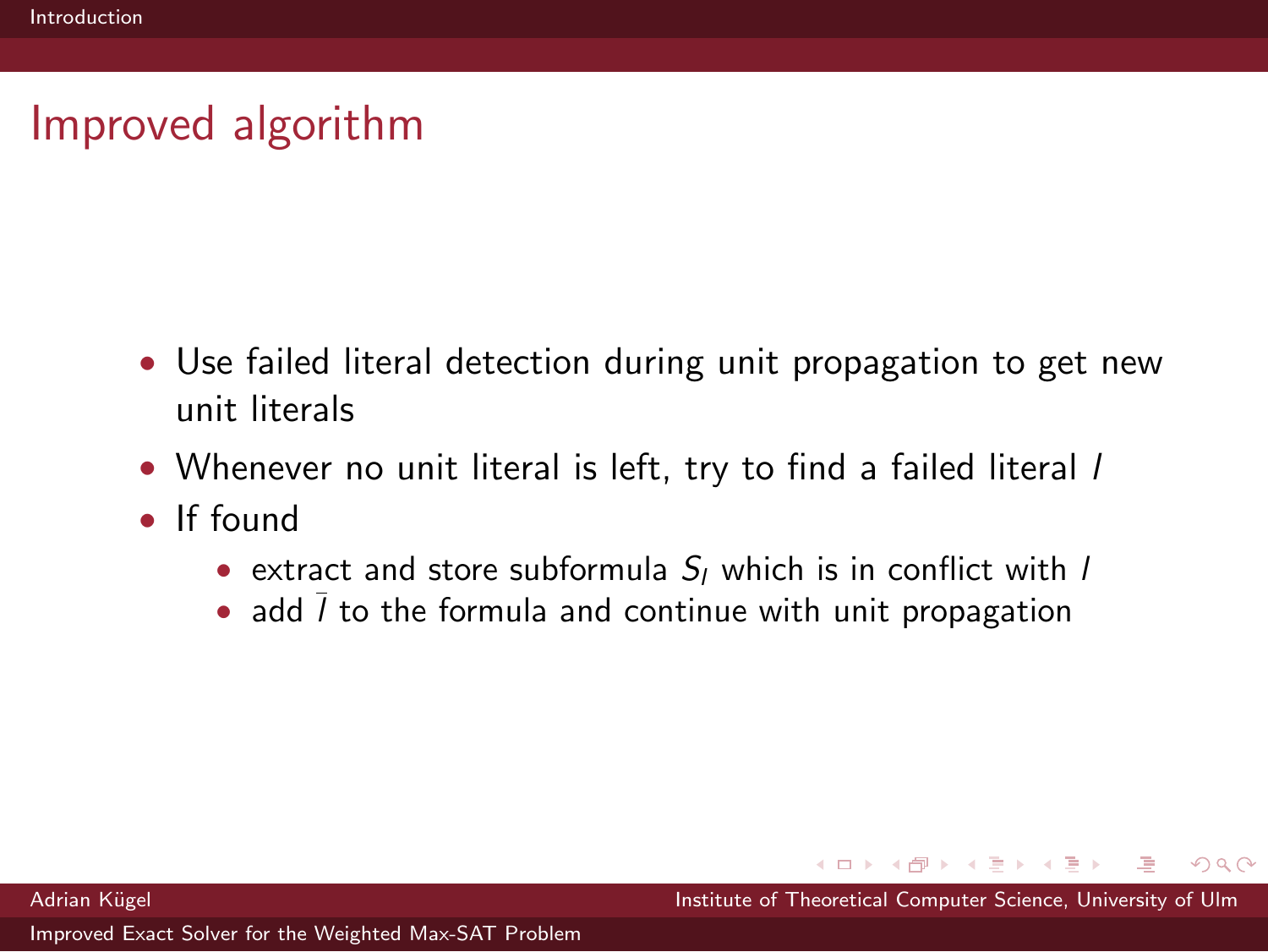# Improved algorithm

- Use failed literal detection during unit propagation to get new unit literals
- Whenever no unit literal is left, try to find a failed literal $l$
- If found
  - extract and store subformula $S_l$ which is in conflict with $l$
  - add $\bar{l}$ to the formula and continue with unit propagation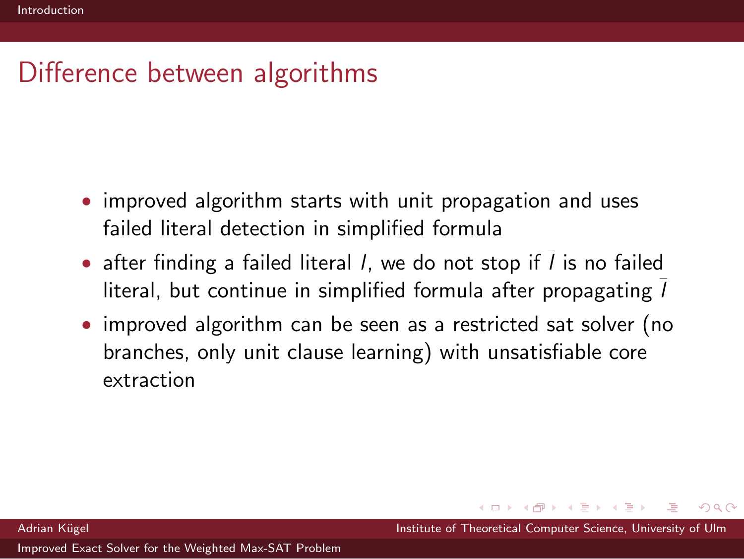## Difference between algorithms

- improved algorithm starts with unit propagation and uses failed literal detection in simplified formula
- after finding a failed literal $l$, we do not stop if $\bar{l}$ is no failed literal, but continue in simplified formula after propagating $\bar{l}$
- improved algorithm can be seen as a restricted sat solver (no branches, only unit clause learning) with unsatisfiable core extraction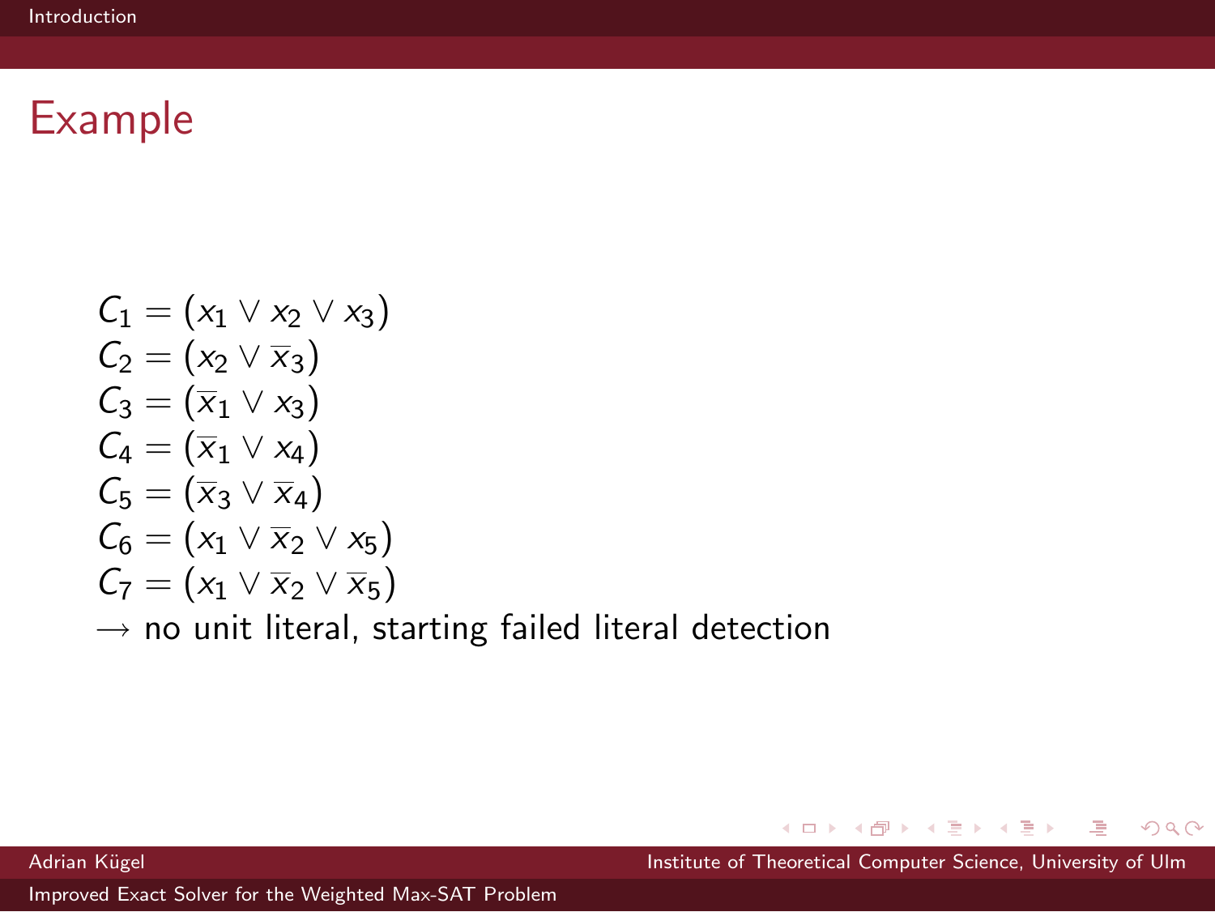# Example

$$C_1 = (x_1 \vee x_2 \vee x_3)$$
$$C_2 = (x_2 \vee \overline{x}_3)$$
$$C_3 = (\overline{x}_1 \vee x_3)$$
$$C_4 = (\overline{x}_1 \vee x_4)$$
$$C_5 = (\overline{x}_3 \vee \overline{x}_4)$$
$$C_6 = (x_1 \vee \overline{x}_2 \vee x_5)$$
$$C_7 = (x_1 \vee \overline{x}_2 \vee \overline{x}_5)$$

$\rightarrow$ no unit literal, starting failed literal detection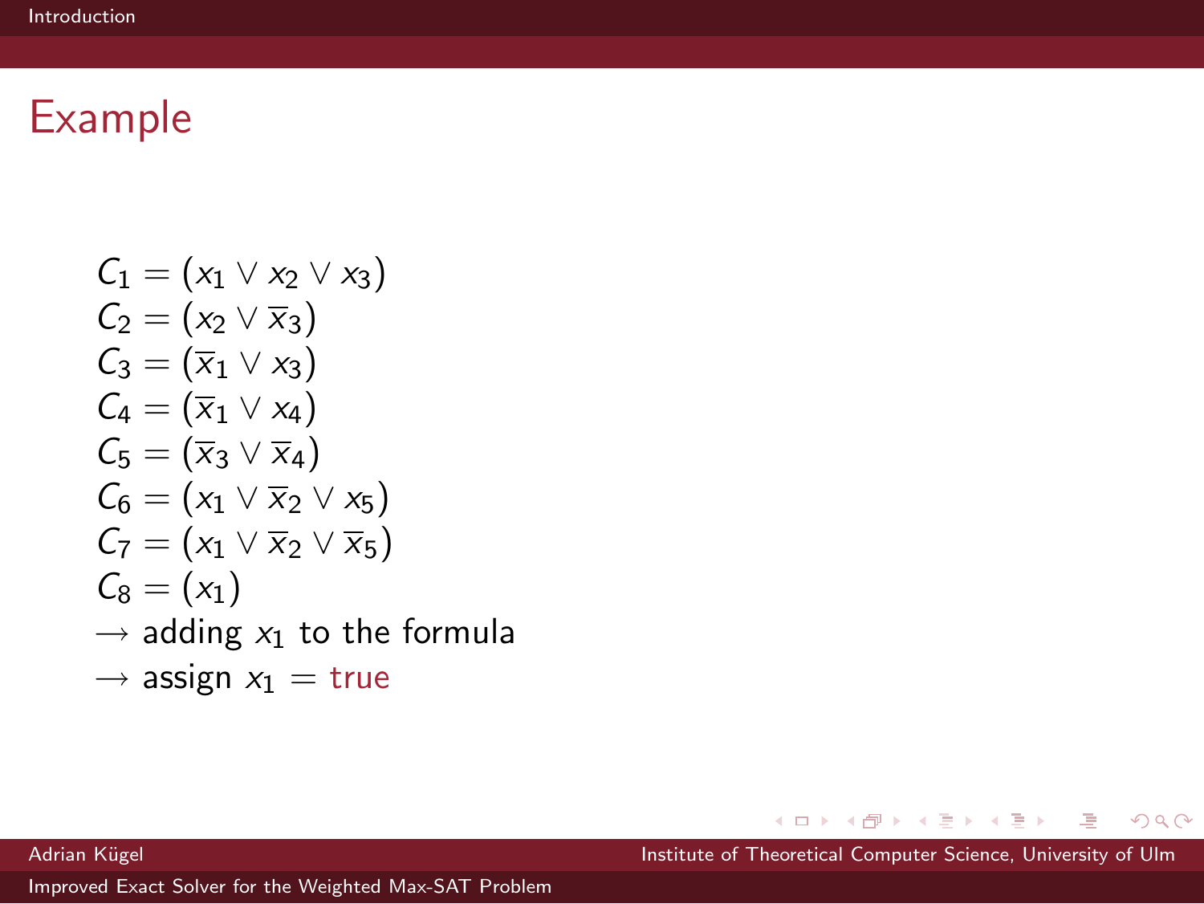# Example

$C_1 = (x_1 \vee x_2 \vee x_3)$
$C_2 = (x_2 \vee \overline{x}_3)$
$C_3 = (\overline{x}_1 \vee x_3)$
$C_4 = (\overline{x}_1 \vee x_4)$
$C_5 = (\overline{x}_3 \vee \overline{x}_4)$
$C_6 = (x_1 \vee \overline{x}_2 \vee x_5)$
$C_7 = (x_1 \vee \overline{x}_2 \vee \overline{x}_5)$
$C_8 = (x_1)$
$\longrightarrow$ adding $x_1$ to the formula
$\longrightarrow$ assign $x_1 =$ true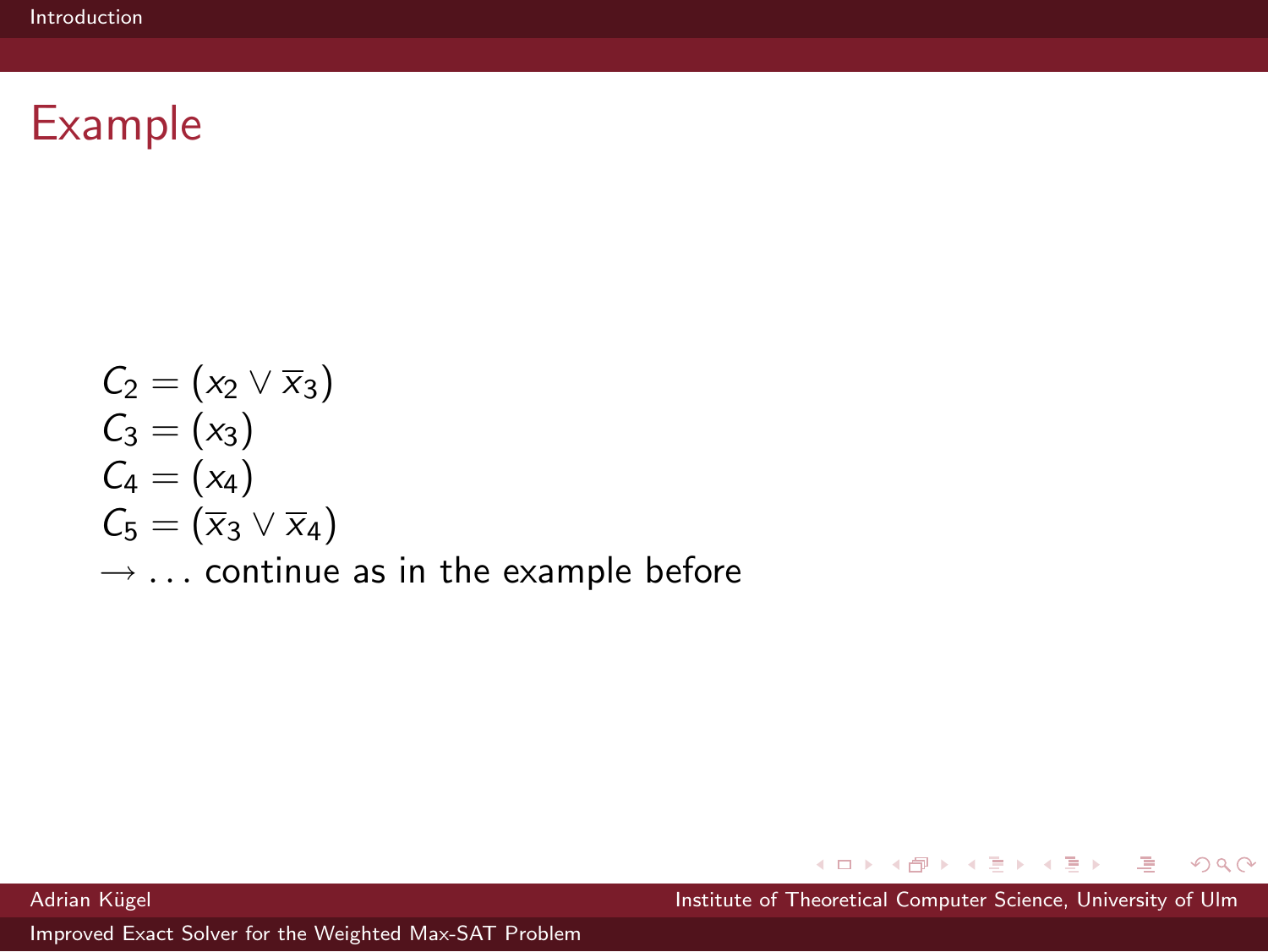## Example

$C_2 = (x_2 \vee \overline{x}_3)$
$C_3 = (x_3)$
$C_4 = (x_4)$
$C_5 = (\overline{x}_3 \vee \overline{x}_4)$
$\rightarrow$ ... continue as in the example before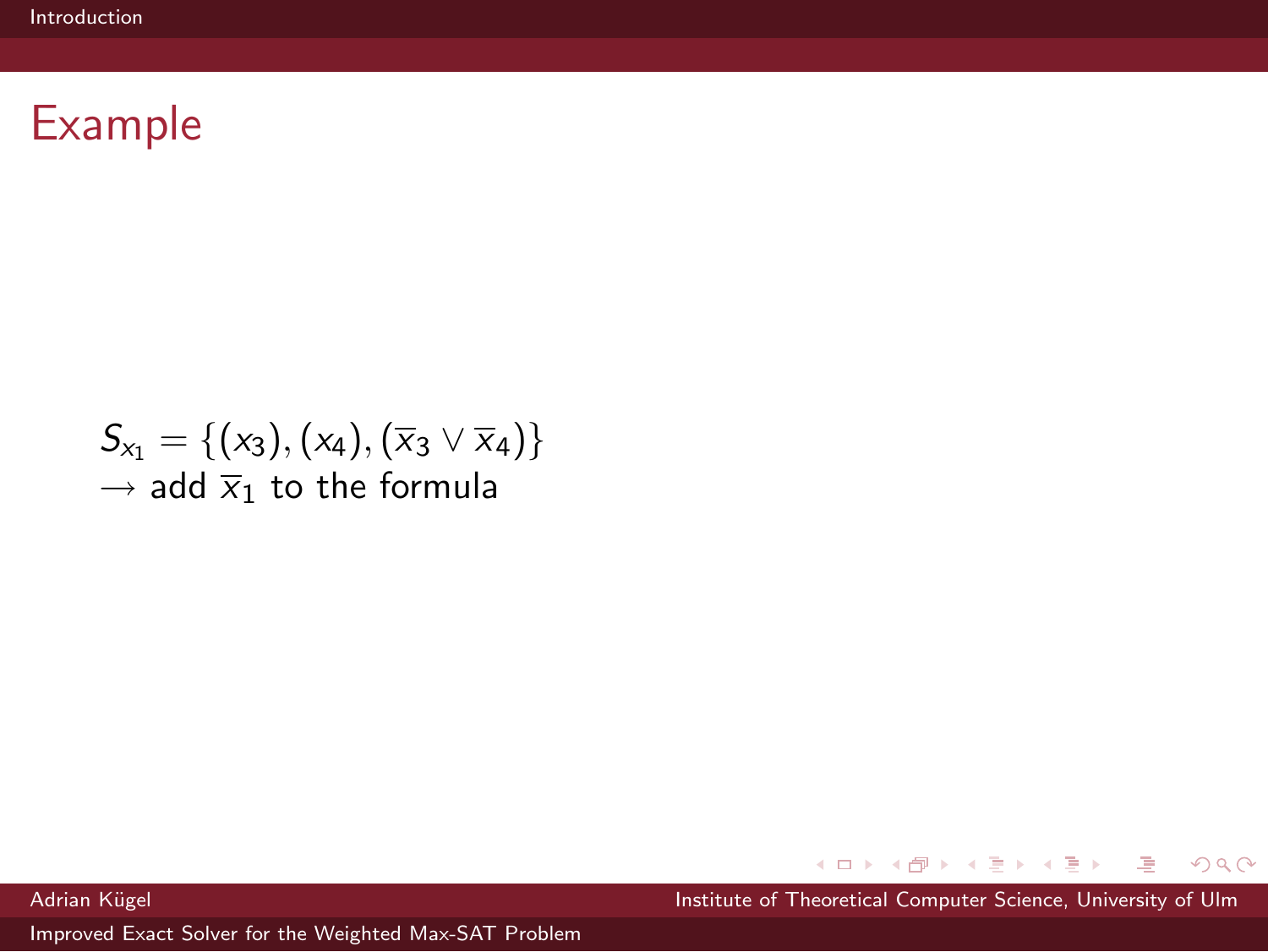## Example

$S_{x_1} = \{(x_3), (x_4), (\overline{x}_3 \vee \overline{x}_4)\}$
$\rightarrow$ add $\overline{x}_1$ to the formula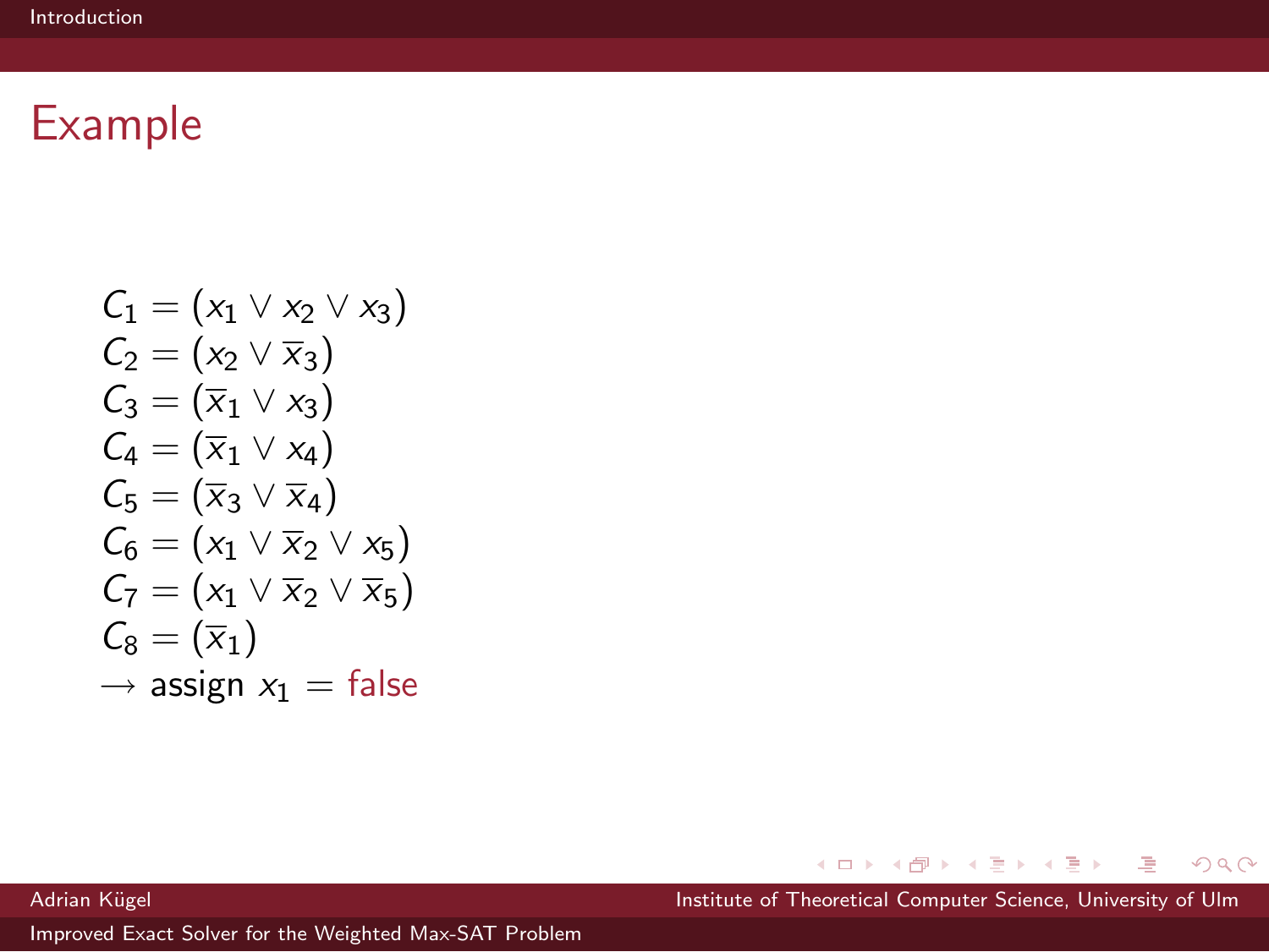## Example

$$
\begin{aligned}
C_1 &= (x_1 \vee x_2 \vee x_3) \\
C_2 &= (x_2 \vee \overline{x}_3) \\
C_3 &= (\overline{x}_1 \vee x_3) \\
C_4 &= (\overline{x}_1 \vee x_4) \\
C_5 &= (\overline{x}_3 \vee \overline{x}_4) \\
C_6 &= (x_1 \vee \overline{x}_2 \vee x_5) \\
C_7 &= (x_1 \vee \overline{x}_2 \vee \overline{x}_5) \\
C_8 &= (\overline{x}_1)
\end{aligned}
$$

$\rightarrow$ assign $x_1 =$ false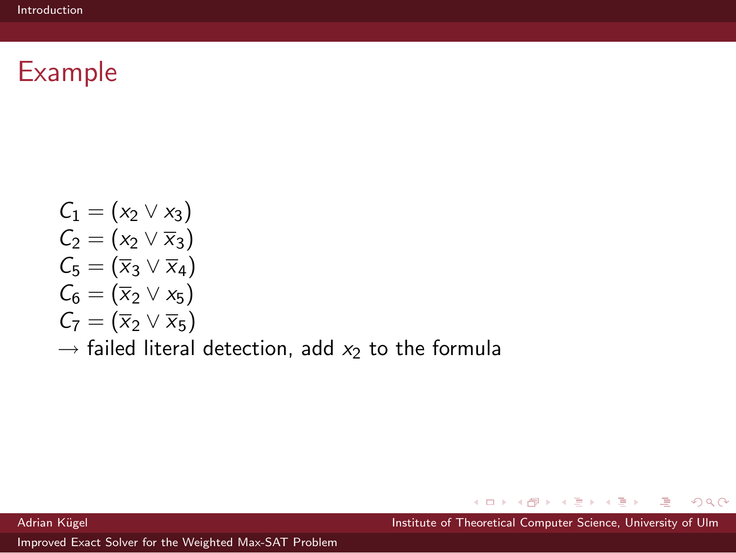# Example

$C_1 = (x_2 \vee x_3)$
$C_2 = (x_2 \vee \overline{x}_3)$
$C_5 = (\overline{x}_3 \vee \overline{x}_4)$
$C_6 = (\overline{x}_2 \vee x_5)$
$C_7 = (\overline{x}_2 \vee \overline{x}_5)$
$\rightarrow$ failed literal detection, add $x_2$ to the formula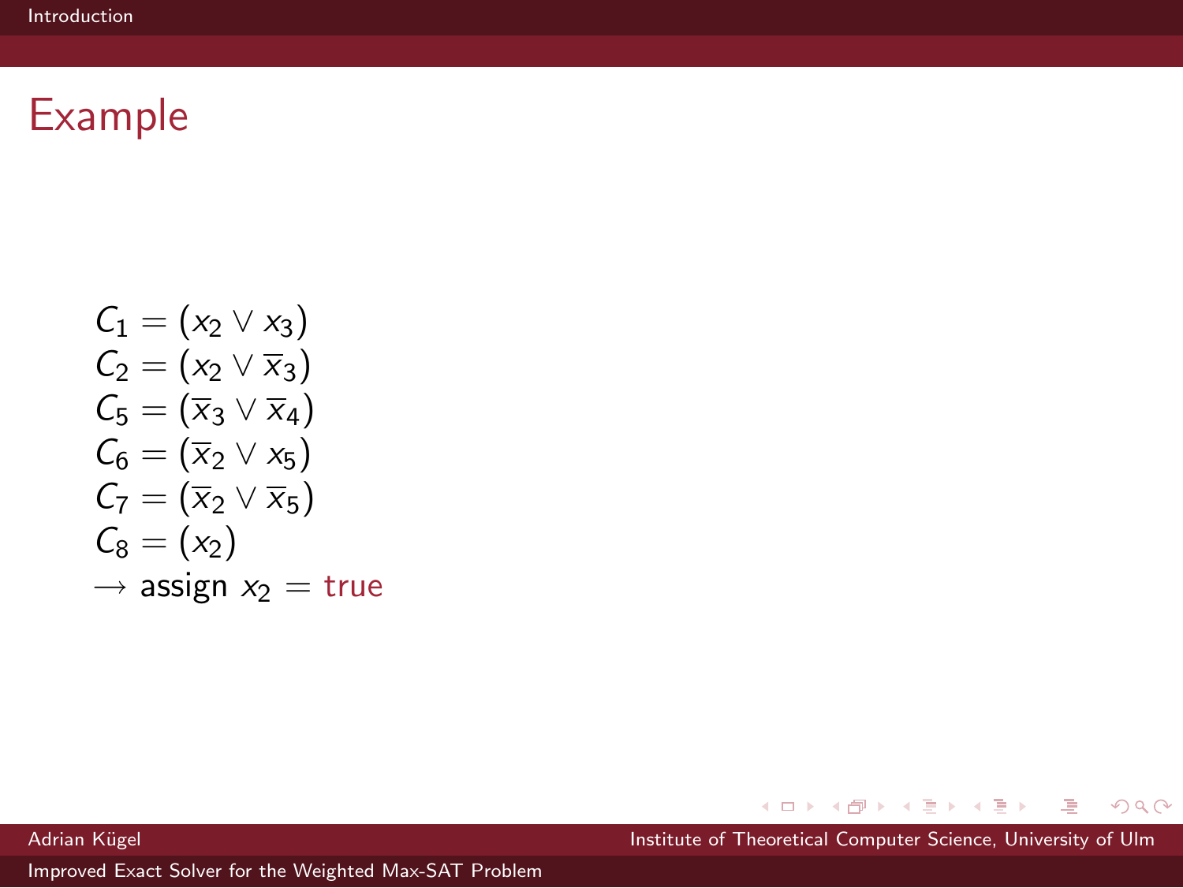# Example

$C_1 = (x_2 \vee x_3)$
$C_2 = (x_2 \vee \overline{x}_3)$
$C_5 = (\overline{x}_3 \vee \overline{x}_4)$
$C_6 = (\overline{x}_2 \vee x_5)$
$C_7 = (\overline{x}_2 \vee \overline{x}_5)$
$C_8 = (x_2)$
$\rightarrow$ assign $x_2 =$ true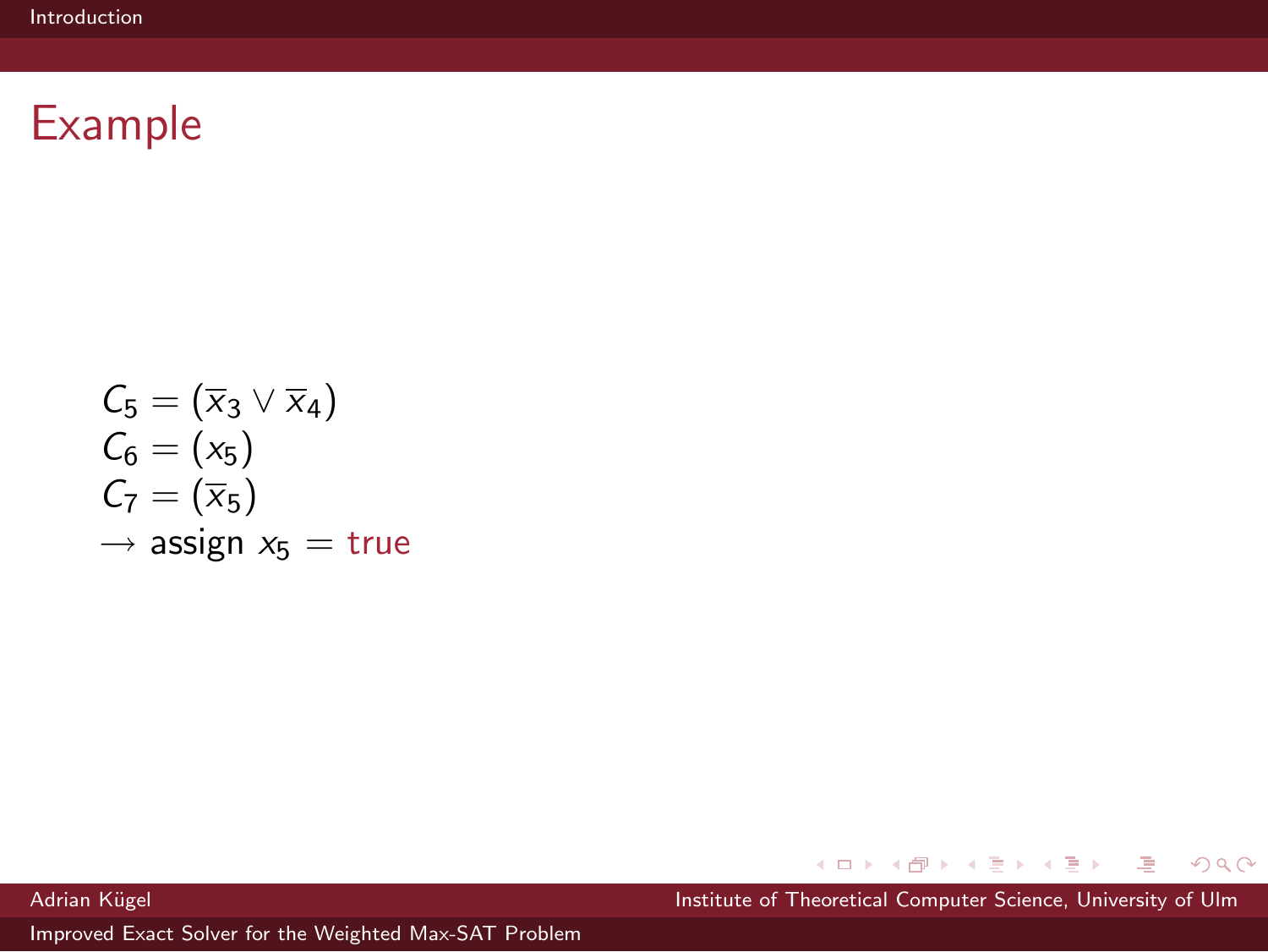# Example

$C_5 = (\overline{x}_3 \vee \overline{x}_4)$
$C_6 = (x_5)$
$C_7 = (\overline{x}_5)$
$\rightarrow$ assign $x_5 =$ true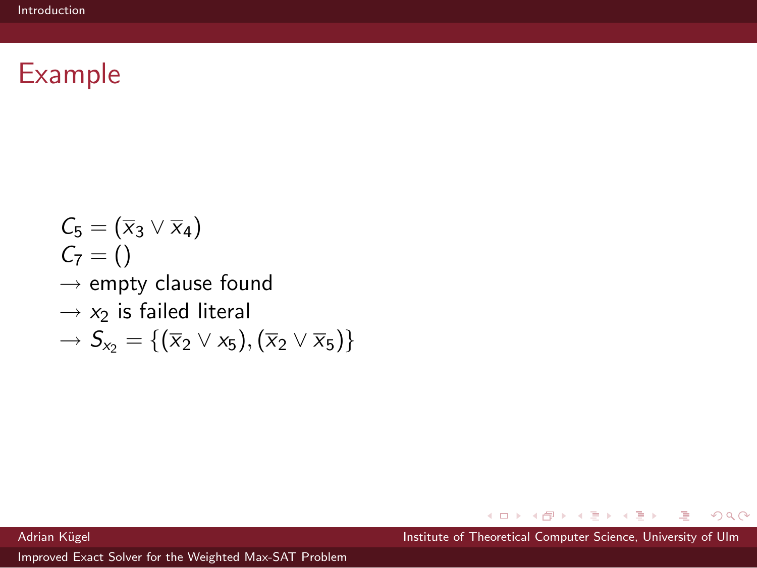# Example

$C_5 = (\overline{x}_3 \vee \overline{x}_4)$

$C_7 = ()$

$\rightarrow$ empty clause found

$\rightarrow$ $x_2$ is failed literal

$\rightarrow$ $S_{x_2} = \{(\overline{x}_2 \vee x_5), (\overline{x}_2 \vee \overline{x}_5)\}$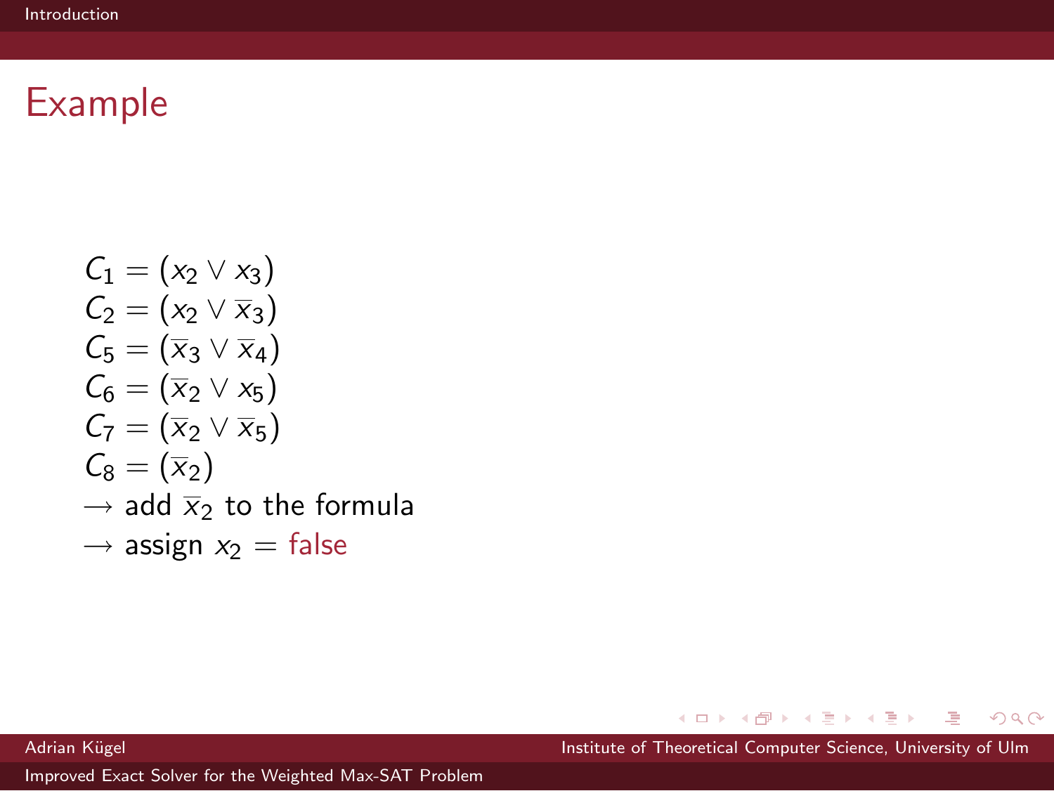# Example

$$
\begin{aligned}
C_1 &= (x_2 \vee x_3) \\
C_2 &= (x_2 \vee \overline{x}_3) \\
C_5 &= (\overline{x}_3 \vee \overline{x}_4) \\
C_6 &= (\overline{x}_2 \vee x_5) \\
C_7 &= (\overline{x}_2 \vee \overline{x}_5) \\
C_8 &= (\overline{x}_2)
\end{aligned}
$$

$\rightarrow$ add $\overline{x}_2$ to the formula

$\rightarrow$ assign $x_2 =$ false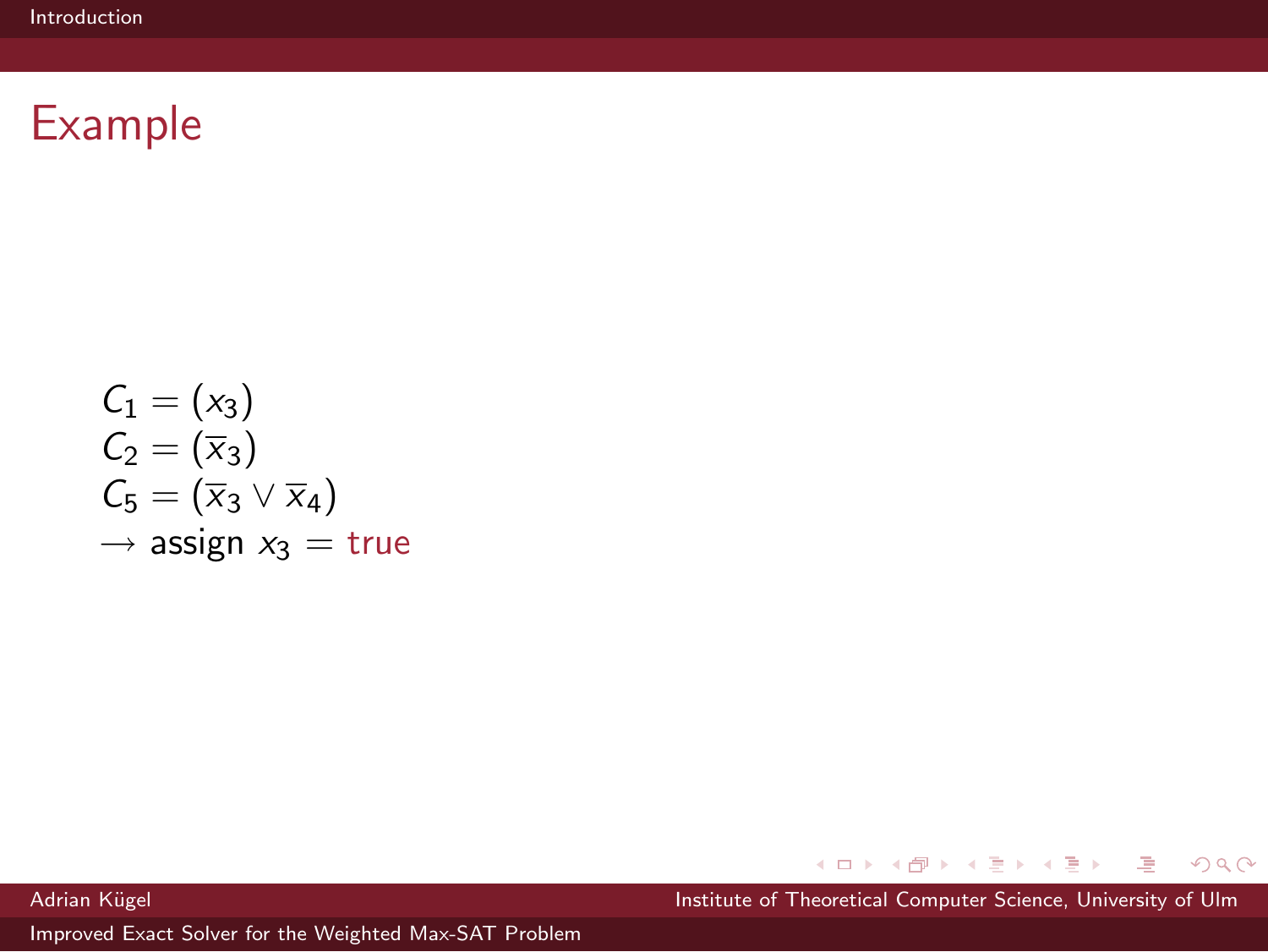## Example

$C_1 = (x_3)$
$C_2 = (\overline{x}_3)$
$C_5 = (\overline{x}_3 \vee \overline{x}_4)$
$\rightarrow$ assign $x_3 =$ true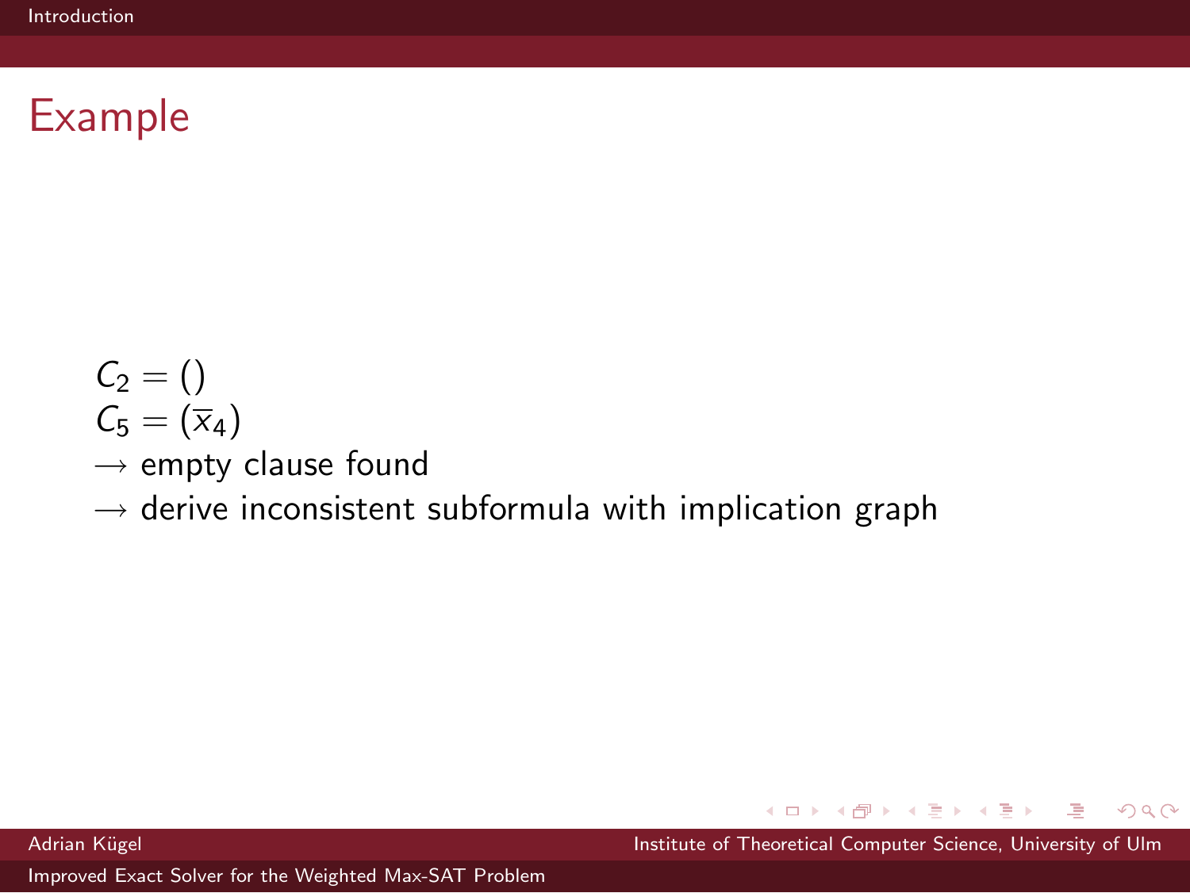# Example

$C_2 = ()$
$C_5 = (\overline{x}_4)$
$\rightarrow$ empty clause found
$\rightarrow$ derive inconsistent subformula with implication graph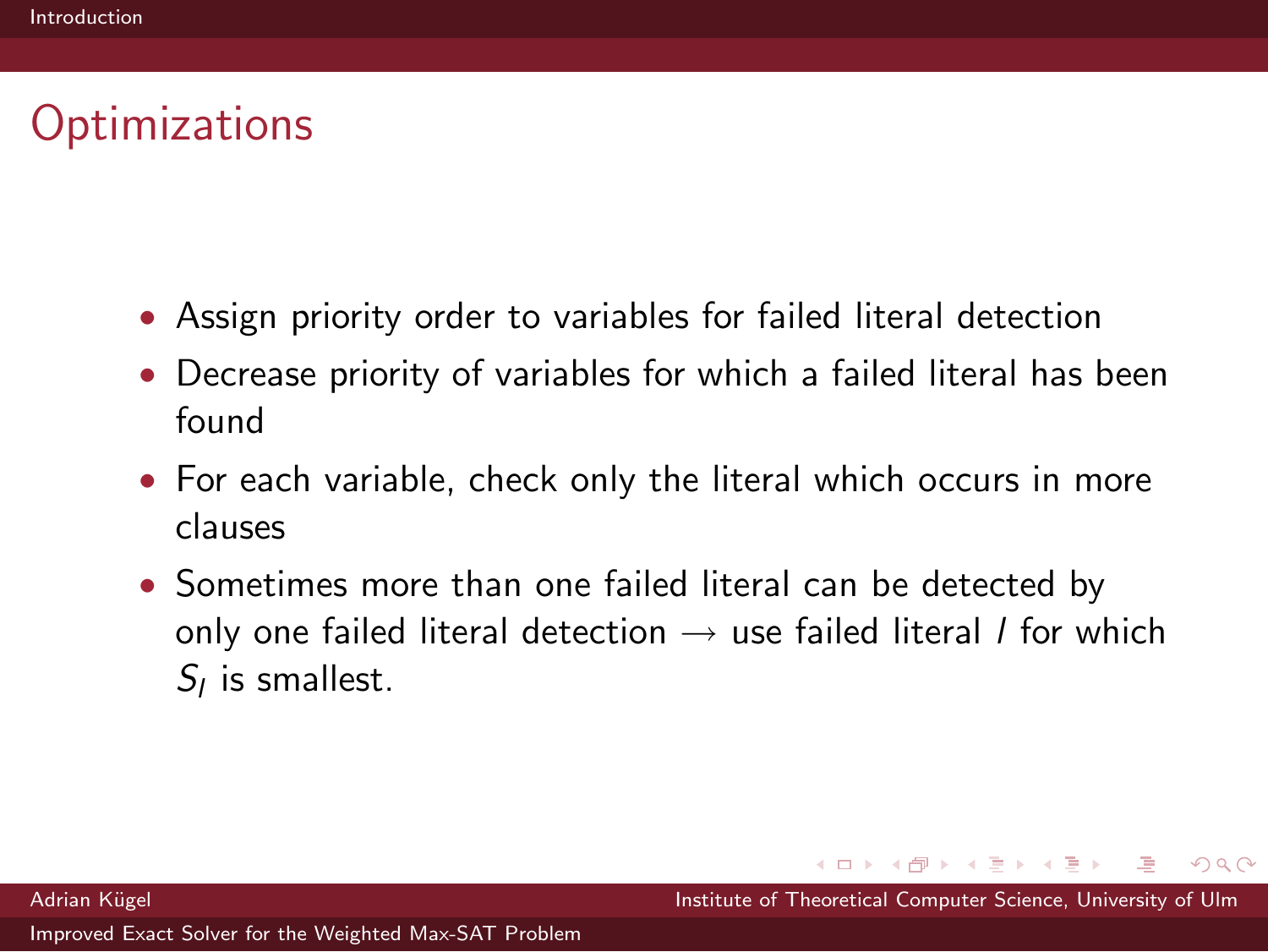## Optimizations

- Assign priority order to variables for failed literal detection
- Decrease priority of variables for which a failed literal has been found
- For each variable, check only the literal which occurs in more clauses
- Sometimes more than one failed literal can be detected by only one failed literal detection $\rightarrow$ use failed literal $l$ for which $S_l$ is smallest.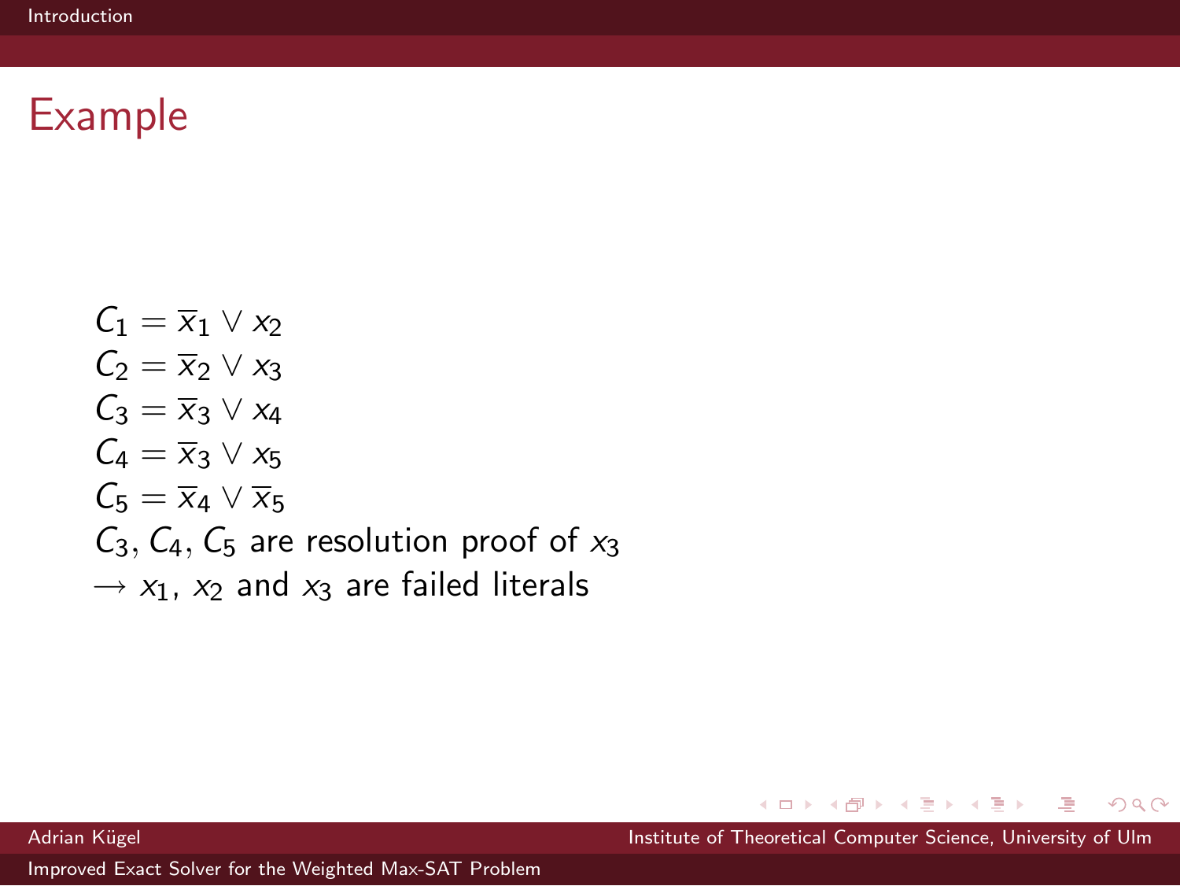# Example

$C_1 = \overline{x}_1 \vee x_2$
$C_2 = \overline{x}_2 \vee x_3$
$C_3 = \overline{x}_3 \vee x_4$
$C_4 = \overline{x}_3 \vee x_5$
$C_5 = \overline{x}_4 \vee \overline{x}_5$
$C_3, C_4, C_5$ are resolution proof of $x_3$
$\rightarrow x_1$, $x_2$ and $x_3$ are failed literals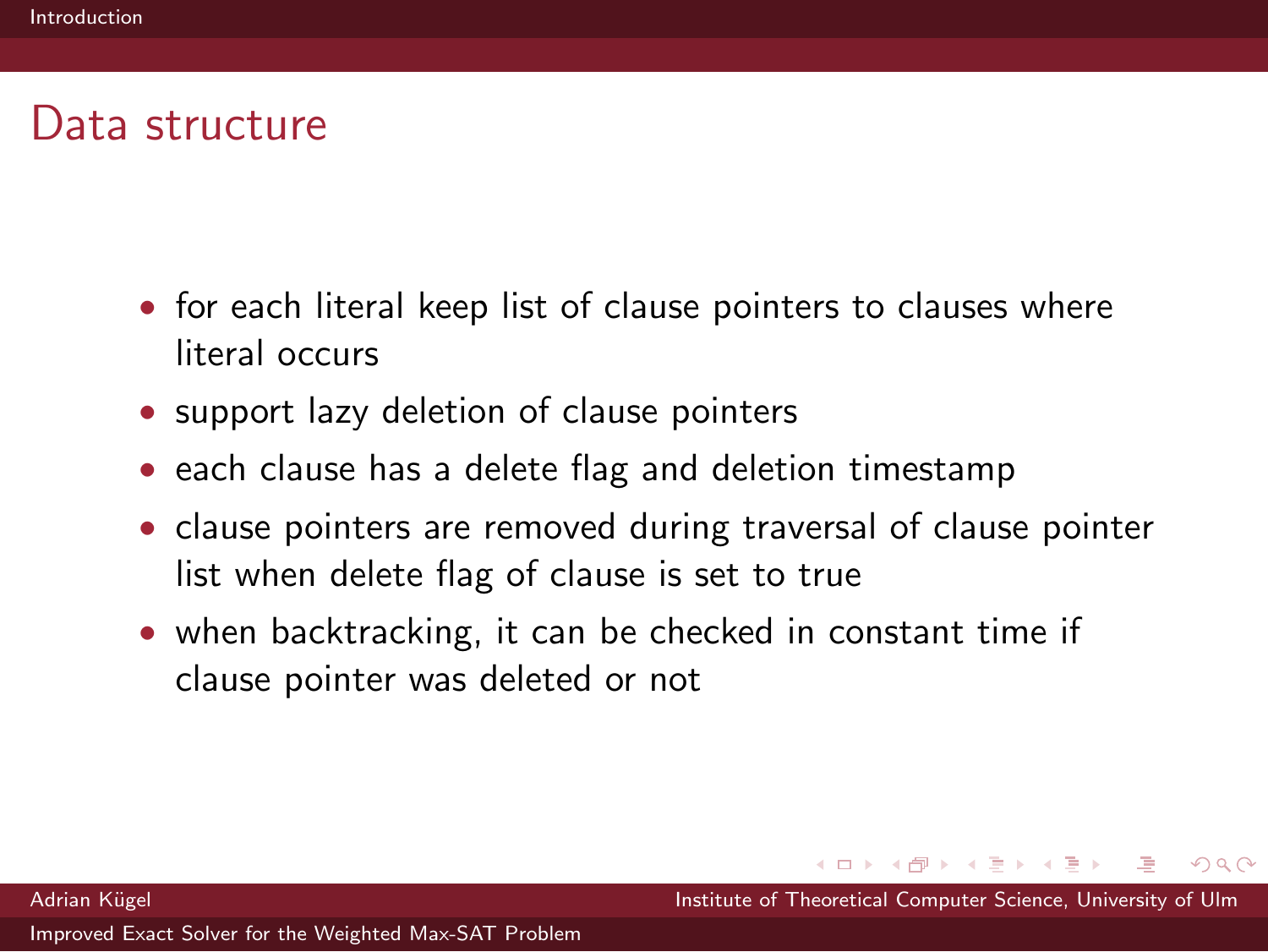## Data structure

- for each literal keep list of clause pointers to clauses where literal occurs
- support lazy deletion of clause pointers
- each clause has a delete flag and deletion timestamp
- clause pointers are removed during traversal of clause pointer list when delete flag of clause is set to true
- when backtracking, it can be checked in constant time if clause pointer was deleted or not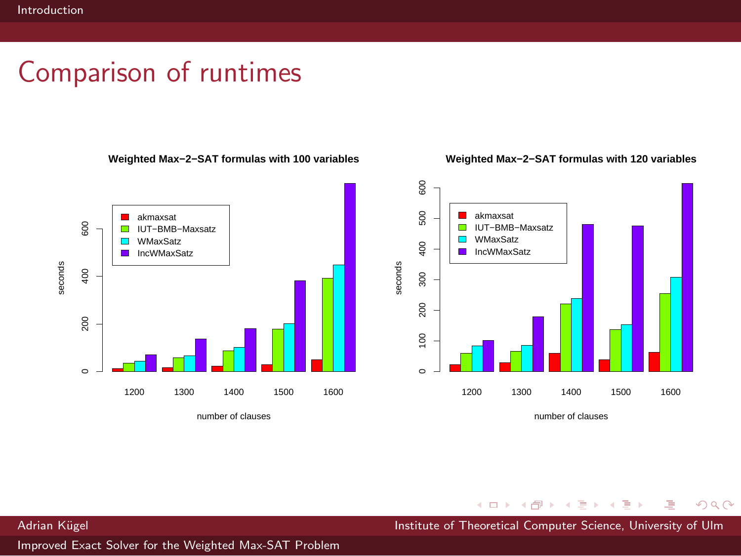# Comparison of runtimes

**Weighted Max−2−SAT formulas with 100 variables**

Legend: akmaxsat, IUT−BMB−Maxsatz, WMaxSatz, IncWMaxSatz

y-axis: seconds (0, 200, 400, 600)

x-axis: number of clauses (1200, 1300, 1400, 1500, 1600)

**Weighted Max−2−SAT formulas with 120 variables**

Legend: akmaxsat, IUT−BMB−Maxsatz, WMaxSatz, IncWMaxSatz

y-axis: seconds (0, 100, 200, 300, 400, 500, 600)

x-axis: number of clauses (1200, 1300, 1400, 1500, 1600)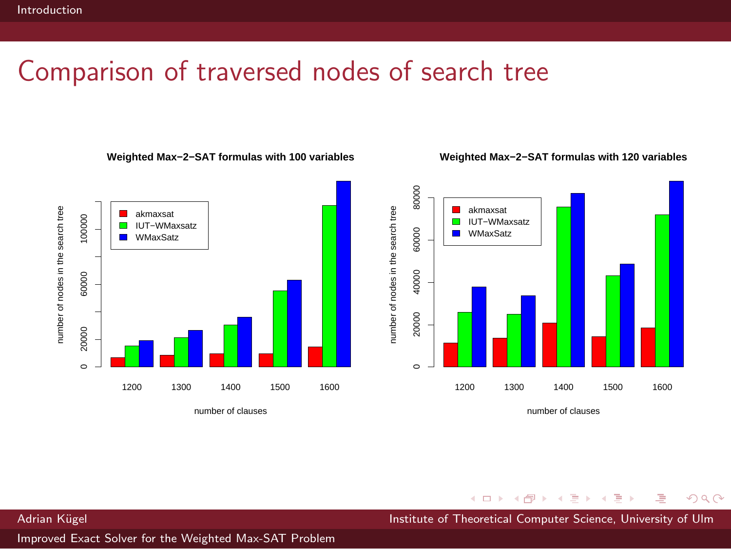# Comparison of traversed nodes of search tree

**Weighted Max−2−SAT formulas with 100 variables**

**Weighted Max−2−SAT formulas with 120 variables**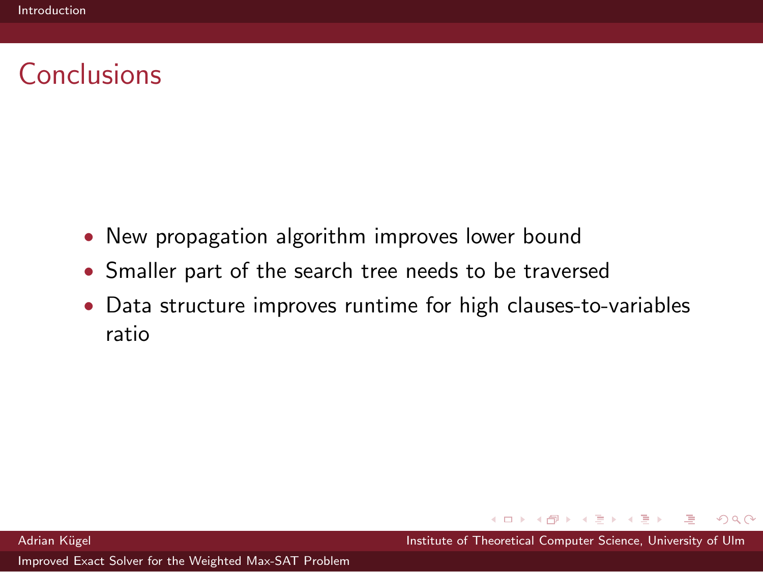# Conclusions

- New propagation algorithm improves lower bound
- Smaller part of the search tree needs to be traversed
- Data structure improves runtime for high clauses-to-variables ratio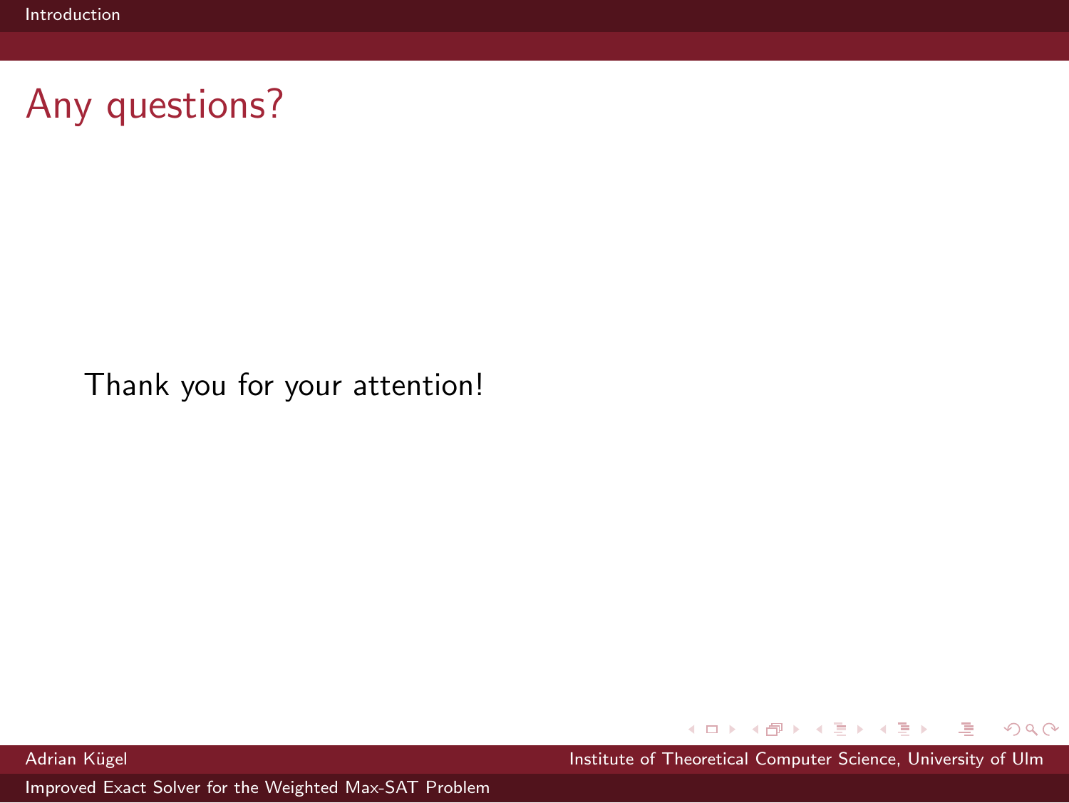# Any questions?

Thank you for your attention!